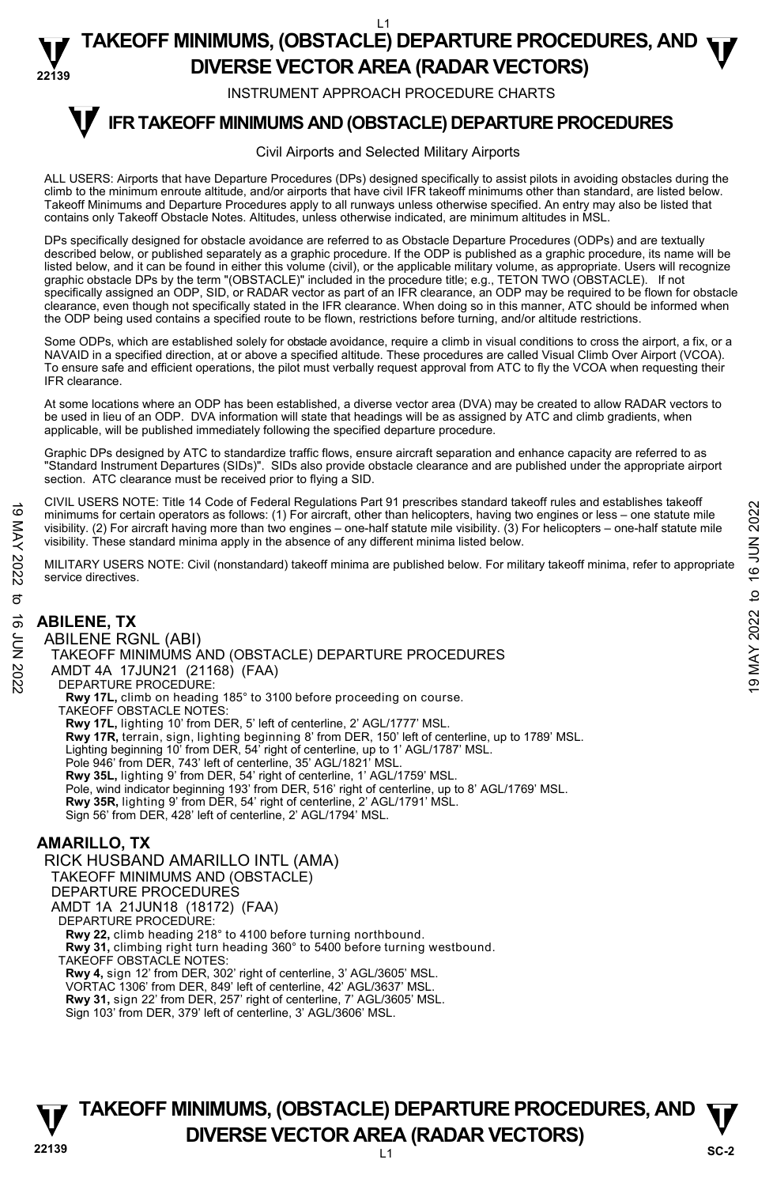# TAKEOFF MINIMUMS, (OBSTACLE) DEPARTURE PROCEDURES, AND DIVERSE VECTOR AREA (RADAR VECTORS)

INSTRUMENT APPROACH PROCEDURE CHARTS

## IFR TAKEOFF MINIMUMS AND (OBSTACLE) DEPARTURE PROCEDURES

Civil Airports and Selected Military Airports

ALL USERS: Airports that have Departure Procedures (DPs) designed specifically to assist pilots in avoiding obstacles during the climb to the minimum enroute altitude, and/or airports that have civil IFR takeoff minimums other than standard, are listed below. Takeoff Minimums and Departure Procedures apply to all runways unless otherwise specified. An entry may also be listed that contains only Takeoff Obstacle Notes. Altitudes, unless otherwise indicated, are minimum altitudes in MSL.

DPs specifically designed for obstacle avoidance are referred to as Obstacle Departure Procedures (ODPs) and are textually described below, or published separately as a graphic procedure. If the ODP is published as a graphic procedure, its name will be listed below, and it can be found in either this volume (civil), or the applicable military volume, as appropriate. Users will recognize graphic obstacle DPs by the term "(OBSTACLE)" included in the procedure title; e.g., TETON TWO (OBSTACLE). If not specifically assigned an ODP, SID, or RADAR vector as part of an IFR clearance, an ODP may be required to be flown for obstacle clearance, even though not specifically stated in the IFR clearance. When doing so in this manner, ATC should be informed when the ODP being used contains a specified route to be flown, restrictions before turning, and/or altitude restrictions.

Some ODPs, which are established solely for obstacle avoidance, require a climb in visual conditions to cross the airport, a fix, or a NAVAID in a specified direction, at or above a specified altitude. These procedures are called Visual Climb Over Airport (VCOA). To ensure safe and efficient operations, the pilot must verbally request approval from ATC to fly the VCOA when requesting their IFR clearance.

At some locations where an ODP has been established, a diverse vector area (DVA) may be created to allow RADAR vectors to be used in lieu of an ODP. DVA information will state that headings will be as assigned by ATC and climb gradients, when applicable, will be published immediately following the specified departure procedure.

Graphic DPs designed by ATC to standardize traffic flows, ensure aircraft separation and enhance capacity are referred to as "Standard Instrument Departures (SIDs)". SIDs also provide obstacle clearance and are published under the appropriate airport section. ATC clearance must be received prior to flying a SID.

CIVIL USERS NOTE: Title 14 Code of Federal Regulations Part 91 prescribes standard takeoff rules and establishes takeoff minimums for certain operators as follows: (1) For aircraft, other than helicopters, having two engines or less – one statute mile visibility. (2) For aircraft having more than two engines – one-half statute mile visibility. (3) For helicopters – one-half statute mile visibility. These standard minima apply in the absence of any different minima listed below.

MILITARY USERS NOTE: Civil (nonstandard) takeoff minima are published below. For military takeoff minima, refer to appropriate service directives.

### ABILENE, TX

ABILENE RGNL (ABI)
TAKEOFF MINIMUMS AND (OBSTACLE) DEPARTURE PROCEDURES
AMDT 4A 17JUN21 (21168) (FAA)
DEPARTURE PROCEDURE:
**Rwy 17L,** climb on heading 185° to 3100 before proceeding on course.
TAKEOFF OBSTACLE NOTES:
**Rwy 17L,** lighting 10' from DER, 5' left of centerline, 2' AGL/1777' MSL.
**Rwy 17R,** terrain, sign, lighting beginning 8' from DER, 150' left of centerline, up to 1789' MSL.
Lighting beginning 10' from DER, 54' right of centerline, up to 1' AGL/1787' MSL.
Pole 946' from DER, 743' left of centerline, 35' AGL/1821' MSL.
**Rwy 35L,** lighting 9' from DER, 54' right of centerline, 1' AGL/1759' MSL.
Pole, wind indicator beginning 193' from DER, 516' right of centerline, up to 8' AGL/1769' MSL.
**Rwy 35R,** lighting 9' from DER, 54' right of centerline, 2' AGL/1791' MSL.
Sign 56' from DER, 428' left of centerline, 2' AGL/1794' MSL.

### AMARILLO, TX

RICK HUSBAND AMARILLO INTL (AMA)
TAKEOFF MINIMUMS AND (OBSTACLE) DEPARTURE PROCEDURES
AMDT 1A 21JUN18 (18172) (FAA)
DEPARTURE PROCEDURE:
**Rwy 22,** climb heading 218° to 4100 before turning northbound.
**Rwy 31,** climbing right turn heading 360° to 5400 before turning westbound.
TAKEOFF OBSTACLE NOTES:
**Rwy 4,** sign 12' from DER, 302' right of centerline, 3' AGL/3605' MSL.
VORTAC 1306' from DER, 849' left of centerline, 42' AGL/3637' MSL.
**Rwy 31,** sign 22' from DER, 257' right of centerline, 7' AGL/3605' MSL.
Sign 103' from DER, 379' left of centerline, 3' AGL/3606' MSL.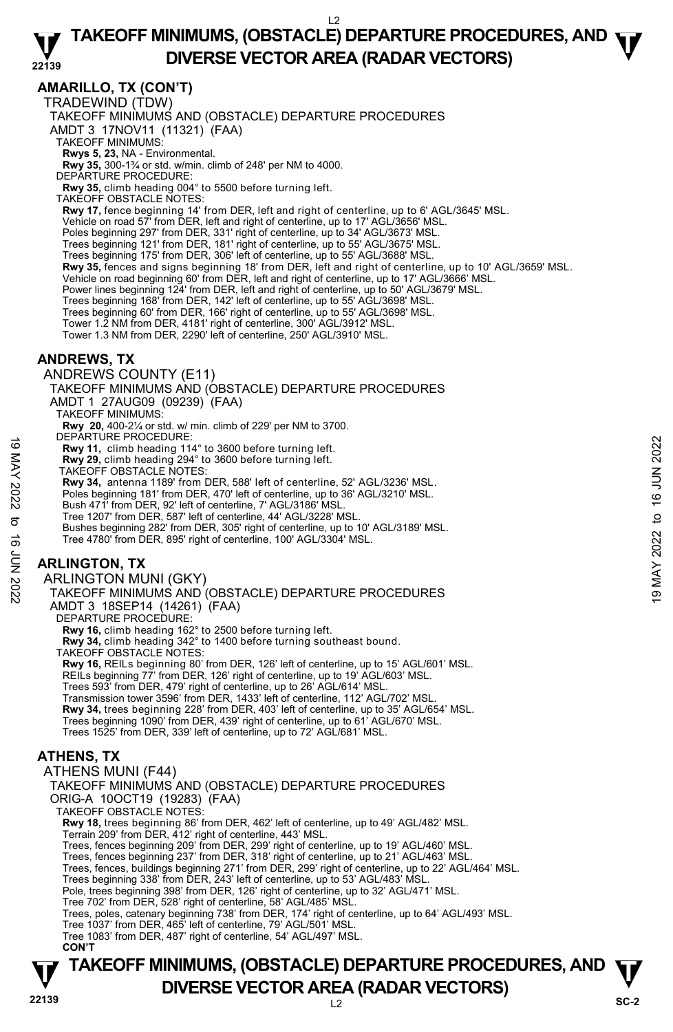## AMARILLO, TX (CON'T)

TRADEWIND (TDW)

TAKEOFF MINIMUMS AND (OBSTACLE) DEPARTURE PROCEDURES

AMDT 3 17NOV11 (11321) (FAA)

TAKEOFF MINIMUMS:

**Rwys 5, 23,** NA - Environmental.

**Rwy 35,** 300-1¾ or std. w/min. climb of 248' per NM to 4000.

DEPARTURE PROCEDURE:

**Rwy 35,** climb heading 004° to 5500 before turning left.

TAKEOFF OBSTACLE NOTES:

**Rwy 17,** fence beginning 14' from DER, left and right of centerline, up to 6' AGL/3645' MSL.
Vehicle on road 57' from DER, left and right of centerline, up to 17' AGL/3656' MSL.
Poles beginning 297' from DER, 331' right of centerline, up to 34' AGL/3673' MSL.
Trees beginning 121' from DER, 181' right of centerline, up to 55' AGL/3675' MSL.
Trees beginning 175' from DER, 306' left of centerline, up to 55' AGL/3688' MSL.

**Rwy 35,** fences and signs beginning 18' from DER, left and right of centerline, up to 10' AGL/3659' MSL.
Vehicle on road beginning 60' from DER, left and right of centerline, up to 17' AGL/3666' MSL.
Power lines beginning 124' from DER, left and right of centerline, up to 50' AGL/3679' MSL.
Trees beginning 168' from DER, 142' left of centerline, up to 55' AGL/3698' MSL.
Trees beginning 60' from DER, 166' right of centerline, up to 55' AGL/3698' MSL.
Tower 1.2 NM from DER, 4181' right of centerline, 300' AGL/3912' MSL.
Tower 1.3 NM from DER, 2290' left of centerline, 250' AGL/3910' MSL.

## ANDREWS, TX

ANDREWS COUNTY (E11)

TAKEOFF MINIMUMS AND (OBSTACLE) DEPARTURE PROCEDURES

AMDT 1 27AUG09 (09239) (FAA)

TAKEOFF MINIMUMS:

**Rwy 20,** 400-2¼ or std. w/ min. climb of 229' per NM to 3700.

DEPARTURE PROCEDURE:

**Rwy 11,** climb heading 114° to 3600 before turning left.

**Rwy 29,** climb heading 294° to 3600 before turning left.

TAKEOFF OBSTACLE NOTES:

**Rwy 34,** antenna 1189' from DER, 588' left of centerline, 52' AGL/3236' MSL.
Poles beginning 181' from DER, 470' left of centerline, up to 36' AGL/3210' MSL.
Bush 471' from DER, 92' left of centerline, 7' AGL/3186' MSL.
Tree 1207' from DER, 587' left of centerline, 44' AGL/3228' MSL.
Bushes beginning 282' from DER, 305' right of centerline, up to 10' AGL/3189' MSL.
Tree 4780' from DER, 895' right of centerline, 100' AGL/3304' MSL.

## ARLINGTON, TX

ARLINGTON MUNI (GKY)

TAKEOFF MINIMUMS AND (OBSTACLE) DEPARTURE PROCEDURES

AMDT 3 18SEP14 (14261) (FAA)

DEPARTURE PROCEDURE:

**Rwy 16,** climb heading 162° to 2500 before turning left.

**Rwy 34,** climb heading 342° to 1400 before turning southeast bound.

TAKEOFF OBSTACLE NOTES:

**Rwy 16,** REILs beginning 80' from DER, 126' left of centerline, up to 15' AGL/601' MSL.
REILs beginning 77' from DER, 126' right of centerline, up to 19' AGL/603' MSL.
Trees 593' from DER, 479' right of centerline, up to 26' AGL/614' MSL.
Transmission tower 3596' from DER, 1433' left of centerline, 112' AGL/702' MSL.

**Rwy 34,** trees beginning 228' from DER, 403' left of centerline, up to 35' AGL/654' MSL.
Trees beginning 1090' from DER, 439' right of centerline, up to 61' AGL/670' MSL.
Trees 1525' from DER, 339' left of centerline, up to 72' AGL/681' MSL.

## ATHENS, TX

ATHENS MUNI (F44)

TAKEOFF MINIMUMS AND (OBSTACLE) DEPARTURE PROCEDURES

ORIG-A 10OCT19 (19283) (FAA)

TAKEOFF OBSTACLE NOTES:

**Rwy 18,** trees beginning 86' from DER, 462' left of centerline, up to 49' AGL/482' MSL.
Terrain 209' from DER, 412' right of centerline, 443' MSL.
Trees, fences beginning 209' from DER, 299' right of centerline, up to 19' AGL/460' MSL.
Trees, fences beginning 237' from DER, 318' right of centerline, up to 21' AGL/463' MSL.
Trees, fences, buildings beginning 271' from DER, 299' right of centerline, up to 22' AGL/464' MSL.
Trees beginning 338' from DER, 243' left of centerline, up to 53' AGL/483' MSL.
Pole, trees beginning 398' from DER, 126' right of centerline, up to 32' AGL/471' MSL.
Tree 702' from DER, 528' right of centerline, 58' AGL/485' MSL.
Trees, poles, catenary beginning 738' from DER, 174' right of centerline, up to 64' AGL/493' MSL.
Tree 1037' from DER, 465' left of centerline, 79' AGL/501' MSL.
Tree 1083' from DER, 487' right of centerline, 54' AGL/497' MSL.

**CON'T**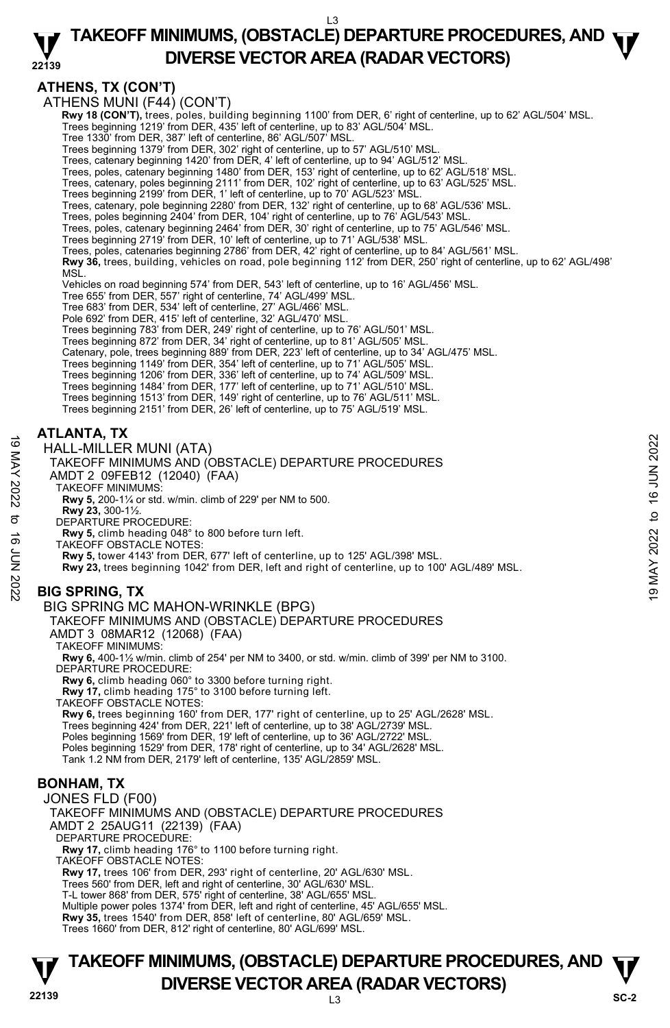## ATHENS, TX (CON'T)

ATHENS MUNI (F44) (CON'T)

**Rwy 18 (CON'T),** trees, poles, building beginning 1100' from DER, 6' right of centerline, up to 62' AGL/504' MSL.
Trees beginning 1219' from DER, 435' left of centerline, up to 83' AGL/504' MSL.
Tree 1330' from DER, 387' left of centerline, 86' AGL/507' MSL.
Trees beginning 1379' from DER, 302' right of centerline, up to 57' AGL/510' MSL.
Trees, catenary beginning 1420' from DER, 4' left of centerline, up to 94' AGL/512' MSL.
Trees, poles, catenary beginning 1480' from DER, 153' right of centerline, up to 62' AGL/518' MSL.
Trees, catenary, poles beginning 2111' from DER, 102' right of centerline, up to 63' AGL/525' MSL.
Trees beginning 2199' from DER, 1' left of centerline, up to 70' AGL/523' MSL.
Trees, catenary, pole beginning 2280' from DER, 132' right of centerline, up to 68' AGL/536' MSL.
Trees, poles beginning 2404' from DER, 104' right of centerline, up to 76' AGL/543' MSL.
Trees, poles, catenary beginning 2464' from DER, 30' right of centerline, up to 75' AGL/546' MSL.
Trees beginning 2719' from DER, 10' left of centerline, up to 71' AGL/538' MSL.
Trees, poles, catenaries beginning 2786' from DER, 42' right of centerline, up to 84' AGL/561' MSL.
**Rwy 36,** trees, building, vehicles on road, pole beginning 112' from DER, 250' right of centerline, up to 62' AGL/498' MSL.
Vehicles on road beginning 574' from DER, 543' left of centerline, up to 16' AGL/456' MSL.
Tree 655' from DER, 557' right of centerline, 74' AGL/499' MSL.
Tree 683' from DER, 534' left of centerline, 27' AGL/466' MSL.
Pole 692' from DER, 415' left of centerline, 32' AGL/470' MSL.
Trees beginning 783' from DER, 249' right of centerline, up to 76' AGL/501' MSL.
Trees beginning 872' from DER, 34' right of centerline, up to 81' AGL/505' MSL.
Catenary, pole, trees beginning 889' from DER, 223' left of centerline, up to 34' AGL/475' MSL.
Trees beginning 1149' from DER, 354' left of centerline, up to 71' AGL/505' MSL.
Trees beginning 1206' from DER, 336' left of centerline, up to 74' AGL/509' MSL.
Trees beginning 1484' from DER, 177' left of centerline, up to 71' AGL/510' MSL.
Trees beginning 1513' from DER, 149' right of centerline, up to 76' AGL/511' MSL.
Trees beginning 2151' from DER, 26' left of centerline, up to 75' AGL/519' MSL.

## ATLANTA, TX

HALL-MILLER MUNI (ATA)

TAKEOFF MINIMUMS AND (OBSTACLE) DEPARTURE PROCEDURES

AMDT 2 09FEB12 (12040) (FAA)

TAKEOFF MINIMUMS:
**Rwy 5,** 200-1¼ or std. w/min. climb of 229' per NM to 500.
**Rwy 23,** 300-1½.

DEPARTURE PROCEDURE:
**Rwy 5,** climb heading 048° to 800 before turn left.

TAKEOFF OBSTACLE NOTES:
**Rwy 5,** tower 4143' from DER, 677' left of centerline, up to 125' AGL/398' MSL.
**Rwy 23,** trees beginning 1042' from DER, left and right of centerline, up to 100' AGL/489' MSL.

## BIG SPRING, TX

BIG SPRING MC MAHON-WRINKLE (BPG)

TAKEOFF MINIMUMS AND (OBSTACLE) DEPARTURE PROCEDURES

AMDT 3 08MAR12 (12068) (FAA)

TAKEOFF MINIMUMS:
**Rwy 6,** 400-1½ w/min. climb of 254' per NM to 3400, or std. w/min. climb of 399' per NM to 3100.

DEPARTURE PROCEDURE:
**Rwy 6,** climb heading 060° to 3300 before turning right.
**Rwy 17,** climb heading 175° to 3100 before turning left.

TAKEOFF OBSTACLE NOTES:
**Rwy 6,** trees beginning 160' from DER, 177' right of centerline, up to 25' AGL/2628' MSL.
Trees beginning 424' from DER, 221' left of centerline, up to 38' AGL/2739' MSL.
Poles beginning 1569' from DER, 19' left of centerline, up to 36' AGL/2722' MSL.
Poles beginning 1529' from DER, 178' right of centerline, up to 34' AGL/2628' MSL.
Tank 1.2 NM from DER, 2179' left of centerline, 135' AGL/2859' MSL.

## BONHAM, TX

JONES FLD (F00)

TAKEOFF MINIMUMS AND (OBSTACLE) DEPARTURE PROCEDURES

AMDT 2 25AUG11 (22139) (FAA)

DEPARTURE PROCEDURE:
**Rwy 17,** climb heading 176° to 1100 before turning right.

TAKEOFF OBSTACLE NOTES:
**Rwy 17,** trees 106' from DER, 293' right of centerline, 20' AGL/630' MSL.
Trees 560' from DER, left and right of centerline, 30' AGL/630' MSL.
T-L tower 868' from DER, 575' right of centerline, 38' AGL/655' MSL.
Multiple power poles 1374' from DER, left and right of centerline, 45' AGL/655' MSL.
**Rwy 35,** trees 1540' from DER, 858' left of centerline, 80' AGL/659' MSL.
Trees 1660' from DER, 812' right of centerline, 80' AGL/699' MSL.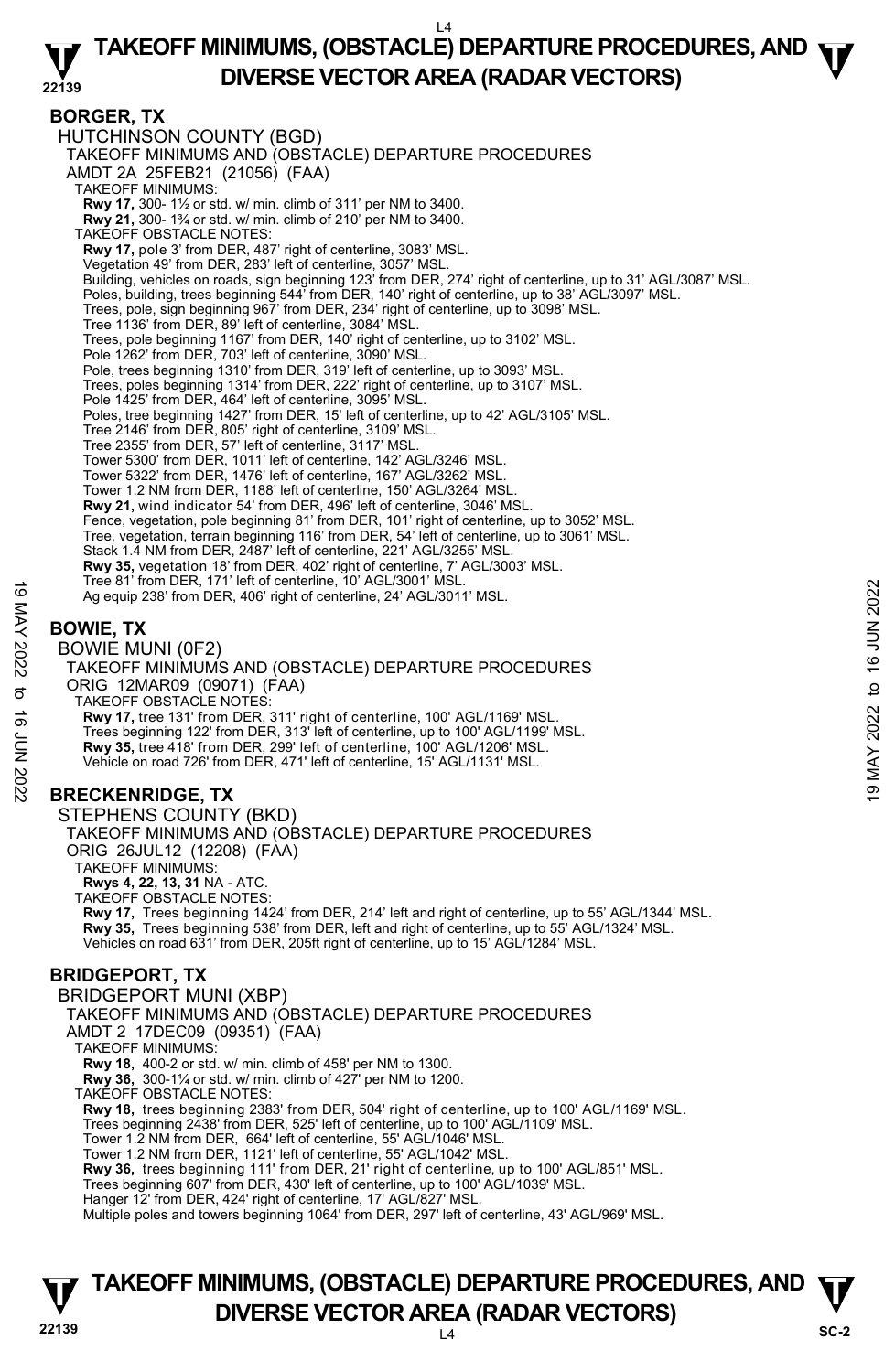## BORGER, TX

HUTCHINSON COUNTY (BGD)

TAKEOFF MINIMUMS AND (OBSTACLE) DEPARTURE PROCEDURES

AMDT 2A 25FEB21 (21056) (FAA)

TAKEOFF MINIMUMS:

**Rwy 17,** 300- 1½ or std. w/ min. climb of 311' per NM to 3400.
**Rwy 21,** 300- 1¾ or std. w/ min. climb of 210' per NM to 3400.

TAKEOFF OBSTACLE NOTES:

**Rwy 17,** pole 3' from DER, 487' right of centerline, 3083' MSL.
Vegetation 49' from DER, 283' left of centerline, 3057' MSL.
Building, vehicles on roads, sign beginning 123' from DER, 274' right of centerline, up to 31' AGL/3087' MSL.
Poles, building, trees beginning 544' from DER, 140' right of centerline, up to 38' AGL/3097' MSL.
Trees, pole, sign beginning 967' from DER, 234' right of centerline, up to 3098' MSL.
Tree 1136' from DER, 89' left of centerline, 3084' MSL.
Trees, pole beginning 1167' from DER, 140' right of centerline, up to 3102' MSL.
Pole 1262' from DER, 703' left of centerline, 3090' MSL.
Pole, trees beginning 1310' from DER, 319' left of centerline, up to 3093' MSL.
Trees, poles beginning 1314' from DER, 222' right of centerline, up to 3107' MSL.
Pole 1425' from DER, 464' left of centerline, 3095' MSL.
Poles, tree beginning 1427' from DER, 15' left of centerline, up to 42' AGL/3105' MSL.
Tree 2146' from DER, 805' right of centerline, 3109' MSL.
Tree 2355' from DER, 57' left of centerline, 3117' MSL.
Tower 5300' from DER, 1011' left of centerline, 142' AGL/3246' MSL.
Tower 5322' from DER, 1476' left of centerline, 167' AGL/3262' MSL.
Tower 1.2 NM from DER, 1188' left of centerline, 150' AGL/3264' MSL.
**Rwy 21,** wind indicator 54' from DER, 496' left of centerline, 3046' MSL.
Fence, vegetation, pole beginning 81' from DER, 101' right of centerline, up to 3052' MSL.
Tree, vegetation, terrain beginning 116' from DER, 54' left of centerline, up to 3061' MSL.
Stack 1.4 NM from DER, 2487' left of centerline, 221' AGL/3255' MSL.
**Rwy 35,** vegetation 18' from DER, 402' right of centerline, 7' AGL/3003' MSL.
Tree 81' from DER, 171' left of centerline, 10' AGL/3001' MSL.
Ag equip 238' from DER, 406' right of centerline, 24' AGL/3011' MSL.

## BOWIE, TX

BOWIE MUNI (0F2)

TAKEOFF MINIMUMS AND (OBSTACLE) DEPARTURE PROCEDURES

ORIG 12MAR09 (09071) (FAA)

TAKEOFF OBSTACLE NOTES:

**Rwy 17,** tree 131' from DER, 311' right of centerline, 100' AGL/1169' MSL.
Trees beginning 122' from DER, 313' left of centerline, up to 100' AGL/1199' MSL.
**Rwy 35,** tree 418' from DER, 299' left of centerline, 100' AGL/1206' MSL.
Vehicle on road 726' from DER, 471' left of centerline, 15' AGL/1131' MSL.

## BRECKENRIDGE, TX

STEPHENS COUNTY (BKD)

TAKEOFF MINIMUMS AND (OBSTACLE) DEPARTURE PROCEDURES

ORIG 26JUL12 (12208) (FAA)

TAKEOFF MINIMUMS:

**Rwys 4, 22, 13, 31** NA - ATC.

TAKEOFF OBSTACLE NOTES:

**Rwy 17,** Trees beginning 1424' from DER, 214' left and right of centerline, up to 55' AGL/1344' MSL.
**Rwy 35,** Trees beginning 538' from DER, left and right of centerline, up to 55' AGL/1324' MSL.
Vehicles on road 631' from DER, 205ft right of centerline, up to 15' AGL/1284' MSL.

## BRIDGEPORT, TX

BRIDGEPORT MUNI (XBP)

TAKEOFF MINIMUMS AND (OBSTACLE) DEPARTURE PROCEDURES

AMDT 2 17DEC09 (09351) (FAA)

TAKEOFF MINIMUMS:

**Rwy 18,** 400-2 or std. w/ min. climb of 458' per NM to 1300.
**Rwy 36,** 300-1¼ or std. w/ min. climb of 427' per NM to 1200.

TAKEOFF OBSTACLE NOTES:

**Rwy 18,** trees beginning 2383' from DER, 504' right of centerline, up to 100' AGL/1169' MSL.
Trees beginning 2438' from DER, 525' left of centerline, up to 100' AGL/1109' MSL.
Tower 1.2 NM from DER, 664' left of centerline, 55' AGL/1046' MSL.
Tower 1.2 NM from DER, 1121' left of centerline, 55' AGL/1042' MSL.
**Rwy 36,** trees beginning 111' from DER, 21' right of centerline, up to 100' AGL/851' MSL.
Trees beginning 607' from DER, 430' left of centerline, up to 100' AGL/1039' MSL.
Hanger 12' from DER, 424' right of centerline, 17' AGL/827' MSL.
Multiple poles and towers beginning 1064' from DER, 297' left of centerline, 43' AGL/969' MSL.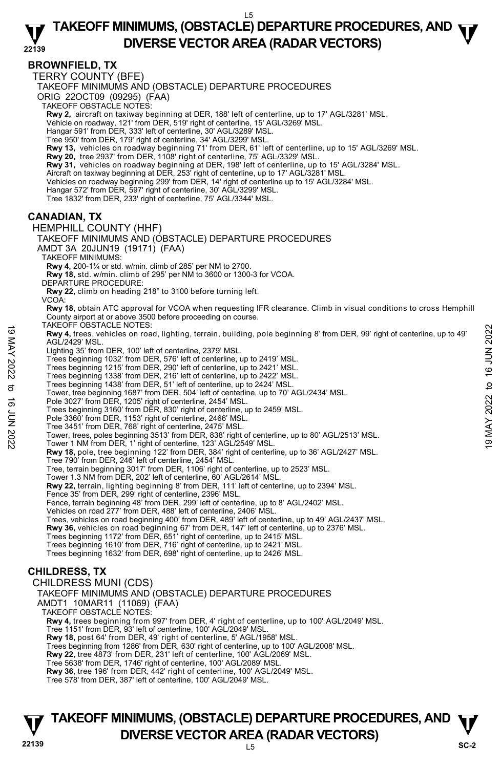## BROWNFIELD, TX

TERRY COUNTY (BFE)

TAKEOFF MINIMUMS AND (OBSTACLE) DEPARTURE PROCEDURES

ORIG 22OCT09 (09295) (FAA)

TAKEOFF OBSTACLE NOTES:

**Rwy 2,** aircraft on taxiway beginning at DER, 188' left of centerline, up to 17' AGL/3281' MSL.
Vehicle on roadway, 121' from DER, 519' right of centerline, 15' AGL/3269' MSL.
Hangar 591' from DER, 333' left of centerline, 30' AGL/3289' MSL.
Tree 950' from DER, 179' right of centerline, 34' AGL/3299' MSL.
**Rwy 13,** vehicles on roadway beginning 71' from DER, 61' left of centerline, up to 15' AGL/3269' MSL.
**Rwy 20,** tree 2937' from DER, 1108' right of centerline, 75' AGL/3329' MSL.
**Rwy 31,** vehicles on roadway beginning at DER, 198' left of centerline, up to 15' AGL/3284' MSL.
Aircraft on taxiway beginning at DER, 253' right of centerline, up to 17' AGL/3281' MSL.
Vehicles on roadway beginning 299' from DER, 14' right of centerline up to 15' AGL/3284' MSL.
Hangar 572' from DER, 597' right of centerline, 30' AGL/3299' MSL.
Tree 1832' from DER, 233' right of centerline, 75' AGL/3344' MSL.

## CANADIAN, TX

HEMPHILL COUNTY (HHF)

TAKEOFF MINIMUMS AND (OBSTACLE) DEPARTURE PROCEDURES

AMDT 3A 20JUN19 (19171) (FAA)

TAKEOFF MINIMUMS:

**Rwy 4,** 200-1¼ or std. w/min. climb of 285' per NM to 2700.
**Rwy 18,** std. w/min. climb of 295' per NM to 3600 or 1300-3 for VCOA.

DEPARTURE PROCEDURE:

**Rwy 22,** climb on heading 218° to 3100 before turning left.

VCOA:

**Rwy 18,** obtain ATC approval for VCOA when requesting IFR clearance. Climb in visual conditions to cross Hemphill County airport at or above 3500 before proceeding on course.

TAKEOFF OBSTACLE NOTES:

**Rwy 4,** trees, vehicles on road, lighting, terrain, building, pole beginning 8' from DER, 99' right of centerline, up to 49' AGL/2429' MSL.
Lighting 35' from DER, 100' left of centerline, 2379' MSL.
Trees beginning 1032' from DER, 576' left of centerline, up to 2419' MSL.
Trees beginning 1215' from DER, 290' left of centerline, up to 2421' MSL.
Trees beginning 1338' from DER, 216' left of centerline, up to 2422' MSL.
Trees beginning 1438' from DER, 51' left of centerline, up to 2424' MSL.
Tower, tree beginning 1687' from DER, 504' left of centerline, up to 70' AGL/2434' MSL.
Pole 3027' from DER, 1205' right of centerline, 2454' MSL.
Trees beginning 3160' from DER, 830' right of centerline, up to 2459' MSL.
Pole 3360' from DER, 1153' right of centerline, 2466' MSL.
Tree 3451' from DER, 768' right of centerline, 2475' MSL.
Tower, trees, poles beginning 3513' from DER, 838' right of centerline, up to 80' AGL/2513' MSL.
Tower 1 NM from DER, 1' right of centerline, 123' AGL/2549' MSL.
**Rwy 18,** pole, tree beginning 122' from DER, 384' right of centerline, up to 36' AGL/2427' MSL.
Tree 790' from DER, 246' left of centerline, 2454' MSL.
Tree, terrain beginning 3017' from DER, 1106' right of centerline, up to 2523' MSL.
Tower 1.3 NM from DER, 202' left of centerline, 60' AGL/2614' MSL.
**Rwy 22,** terrain, lighting beginning 8' from DER, 111' left of centerline, up to 2394' MSL.
Fence 35' from DER, 299' right of centerline, 2396' MSL.
Fence, terrain beginning 48' from DER, 299' left of centerline, up to 8' AGL/2402' MSL.
Vehicles on road 277' from DER, 488' left of centerline, 2406' MSL.
Trees, vehicles on road beginning 400' from DER, 489' left of centerline, up to 49' AGL/2437' MSL.
**Rwy 36,** vehicles on road beginning 67' from DER, 147' left of centerline, up to 2376' MSL.
Trees beginning 1172' from DER, 651' right of centerline, up to 2415' MSL.
Trees beginning 1610' from DER, 716' right of centerline, up to 2421' MSL.
Trees beginning 1632' from DER, 698' right of centerline, up to 2426' MSL.

## CHILDRESS, TX

CHILDRESS MUNI (CDS)

TAKEOFF MINIMUMS AND (OBSTACLE) DEPARTURE PROCEDURES

AMDT1 10MAR11 (11069) (FAA)

TAKEOFF OBSTACLE NOTES:

**Rwy 4,** trees beginning from 997' from DER, 4' right of centerline, up to 100' AGL/2049' MSL.
Tree 1151' from DER, 93' left of centerline, 100' AGL/2049' MSL.
**Rwy 18,** post 64' from DER, 49' right of centerline, 5' AGL/1958' MSL.
Trees beginning from 1286' from DER, 630' right of centerline, up to 100' AGL/2008' MSL.
**Rwy 22,** tree 4873' from DER, 231' left of centerline, 100' AGL/2069' MSL.
Tree 5638' from DER, 1746' right of centerline, 100' AGL/2089' MSL.
**Rwy 36,** tree 196' from DER, 442' right of centerline, 100' AGL/2049' MSL.
Tree 578' from DER, 387' left of centerline, 100' AGL/2049' MSL.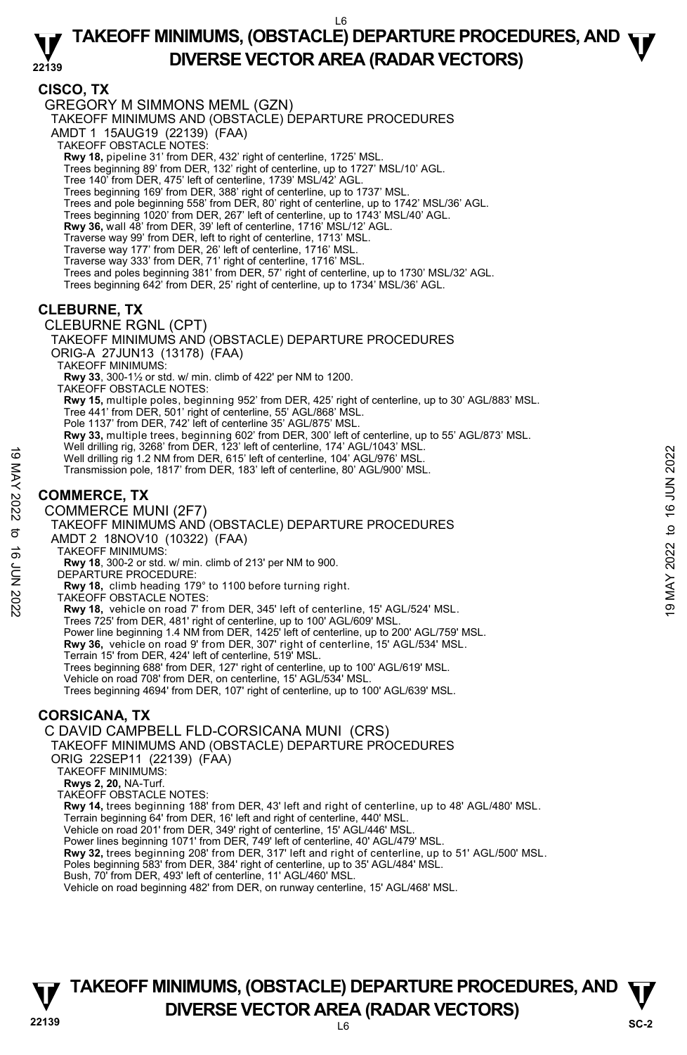## CISCO, TX

GREGORY M SIMMONS MEML (GZN)

TAKEOFF MINIMUMS AND (OBSTACLE) DEPARTURE PROCEDURES

AMDT 1 15AUG19 (22139) (FAA)

TAKEOFF OBSTACLE NOTES:

**Rwy 18,** pipeline 31' from DER, 432' right of centerline, 1725' MSL.
Trees beginning 89' from DER, 132' right of centerline, up to 1727' MSL/10' AGL.
Tree 140' from DER, 475' left of centerline, 1739' MSL/42' AGL.
Trees beginning 169' from DER, 388' right of centerline, up to 1737' MSL.
Trees and pole beginning 558' from DER, 80' right of centerline, up to 1742' MSL/36' AGL.
Trees beginning 1020' from DER, 267' left of centerline, up to 1743' MSL/40' AGL.
**Rwy 36,** wall 48' from DER, 39' left of centerline, 1716' MSL/12' AGL.
Traverse way 99' from DER, left to right of centerline, 1713' MSL.
Traverse way 177' from DER, 26' left of centerline, 1716' MSL.
Traverse way 333' from DER, 71' right of centerline, 1716' MSL.
Trees and poles beginning 381' from DER, 57' right of centerline, up to 1730' MSL/32' AGL.
Trees beginning 642' from DER, 25' right of centerline, up to 1734' MSL/36' AGL.

## CLEBURNE, TX

CLEBURNE RGNL (CPT)

TAKEOFF MINIMUMS AND (OBSTACLE) DEPARTURE PROCEDURES

ORIG-A 27JUN13 (13178) (FAA)

TAKEOFF MINIMUMS:

**Rwy 33**, 300-1½ or std. w/ min. climb of 422' per NM to 1200.

TAKEOFF OBSTACLE NOTES:

**Rwy 15,** multiple poles, beginning 952' from DER, 425' right of centerline, up to 30' AGL/883' MSL.
Tree 441' from DER, 501' right of centerline, 55' AGL/868' MSL.
Pole 1137' from DER, 742' left of centerline 35' AGL/875' MSL.
**Rwy 33,** multiple trees, beginning 602' from DER, 300' left of centerline, up to 55' AGL/873' MSL.
Well drilling rig, 3268' from DER, 123' left of centerline, 174' AGL/1043' MSL.
Well drilling rig 1.2 NM from DER, 615' left of centerline, 104' AGL/976' MSL.
Transmission pole, 1817' from DER, 183' left of centerline, 80' AGL/900' MSL.

## COMMERCE, TX

COMMERCE MUNI (2F7)

TAKEOFF MINIMUMS AND (OBSTACLE) DEPARTURE PROCEDURES

AMDT 2 18NOV10 (10322) (FAA)

TAKEOFF MINIMUMS:

**Rwy 18**, 300-2 or std. w/ min. climb of 213' per NM to 900.

DEPARTURE PROCEDURE:

**Rwy 18,** climb heading 179° to 1100 before turning right.

TAKEOFF OBSTACLE NOTES:

**Rwy 18,** vehicle on road 7' from DER, 345' left of centerline, 15' AGL/524' MSL.
Trees 725' from DER, 481' right of centerline, up to 100' AGL/609' MSL.
Power line beginning 1.4 NM from DER, 1425' left of centerline, up to 200' AGL/759' MSL.
**Rwy 36,** vehicle on road 9' from DER, 307' right of centerline, 15' AGL/534' MSL.
Terrain 15' from DER, 424' left of centerline, 519' MSL.
Trees beginning 688' from DER, 127' right of centerline, up to 100' AGL/619' MSL.
Vehicle on road 708' from DER, on centerline, 15' AGL/534' MSL.
Trees beginning 4694' from DER, 107' right of centerline, up to 100' AGL/639' MSL.

## CORSICANA, TX

C DAVID CAMPBELL FLD-CORSICANA MUNI (CRS)

TAKEOFF MINIMUMS AND (OBSTACLE) DEPARTURE PROCEDURES

ORIG 22SEP11 (22139) (FAA)

TAKEOFF MINIMUMS:

**Rwys 2, 20,** NA-Turf.

TAKEOFF OBSTACLE NOTES:

**Rwy 14,** trees beginning 188' from DER, 43' left and right of centerline, up to 48' AGL/480' MSL.
Terrain beginning 64' from DER, 16' left and right of centerline, 440' MSL.
Vehicle on road 201' from DER, 349' right of centerline, 15' AGL/446' MSL.
Power lines beginning 1071' from DER, 749' left of centerline, 40' AGL/479' MSL.
**Rwy 32,** trees beginning 208' from DER, 317' left and right of centerline, up to 51' AGL/500' MSL.
Poles beginning 583' from DER, 384' right of centerline, up to 35' AGL/484' MSL.
Bush, 70' from DER, 493' left of centerline, 11' AGL/460' MSL.
Vehicle on road beginning 482' from DER, on runway centerline, 15' AGL/468' MSL.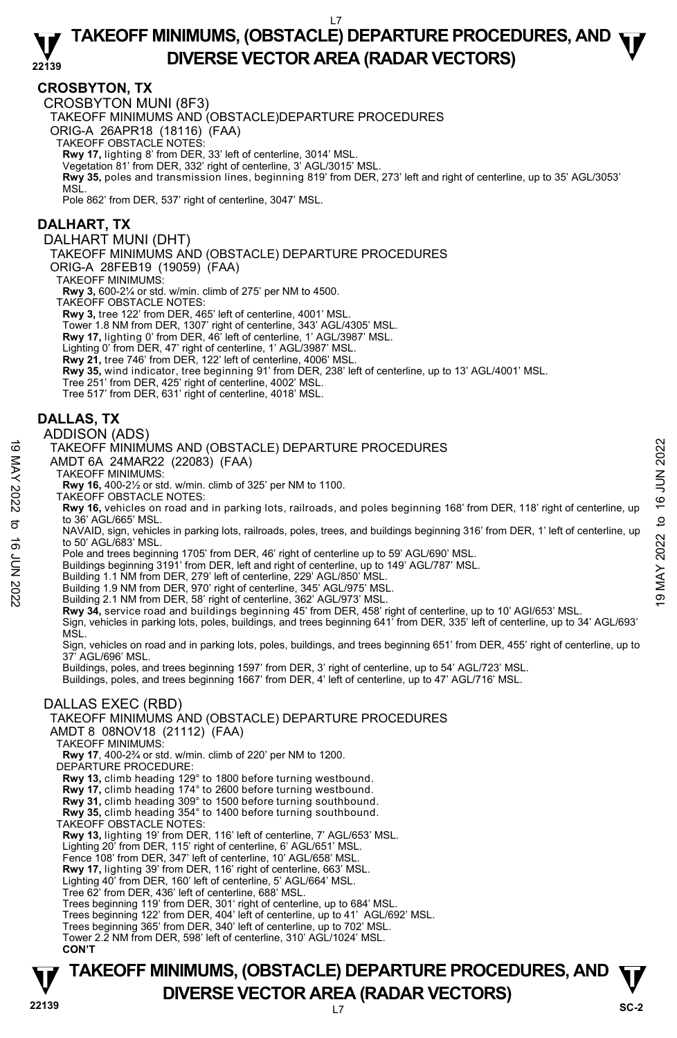## CROSBYTON, TX

### CROSBYTON MUNI (8F3)

TAKEOFF MINIMUMS AND (OBSTACLE)DEPARTURE PROCEDURES

ORIG-A 26APR18 (18116) (FAA)

TAKEOFF OBSTACLE NOTES:

**Rwy 17,** lighting 8' from DER, 33' left of centerline, 3014' MSL.
Vegetation 81' from DER, 332' right of centerline, 3' AGL/3015' MSL.
**Rwy 35,** poles and transmission lines, beginning 819' from DER, 273' left and right of centerline, up to 35' AGL/3053' MSL.
Pole 862' from DER, 537' right of centerline, 3047' MSL.

## DALHART, TX

### DALHART MUNI (DHT)

TAKEOFF MINIMUMS AND (OBSTACLE) DEPARTURE PROCEDURES

ORIG-A 28FEB19 (19059) (FAA)

TAKEOFF MINIMUMS:

**Rwy 3,** 600-2¼ or std. w/min. climb of 275' per NM to 4500.

TAKEOFF OBSTACLE NOTES:

**Rwy 3,** tree 122' from DER, 465' left of centerline, 4001' MSL.
Tower 1.8 NM from DER, 1307' right of centerline, 343' AGL/4305' MSL.
**Rwy 17,** lighting 0' from DER, 46' left of centerline, 1' AGL/3987' MSL.
Lighting 0' from DER, 47' right of centerline, 1' AGL/3987' MSL.
**Rwy 21,** tree 746' from DER, 122' left of centerline, 4006' MSL.
**Rwy 35,** wind indicator, tree beginning 91' from DER, 238' left of centerline, up to 13' AGL/4001' MSL.
Tree 251' from DER, 425' right of centerline, 4002' MSL.
Tree 517' from DER, 631' right of centerline, 4018' MSL.

## DALLAS, TX

### ADDISON (ADS)

TAKEOFF MINIMUMS AND (OBSTACLE) DEPARTURE PROCEDURES

AMDT 6A 24MAR22 (22083) (FAA)

TAKEOFF MINIMUMS:

**Rwy 16,** 400-2½ or std. w/min. climb of 325' per NM to 1100.

TAKEOFF OBSTACLE NOTES:

**Rwy 16,** vehicles on road and in parking lots, railroads, and poles beginning 168' from DER, 118' right of centerline, up to 36' AGL/665' MSL.
NAVAID, sign, vehicles in parking lots, railroads, poles, trees, and buildings beginning 316' from DER, 1' left of centerline, up to 50' AGL/683' MSL.
Pole and trees beginning 1705' from DER, 46' right of centerline up to 59' AGL/690' MSL.
Buildings beginning 3191' from DER, left and right of centerline, up to 149' AGL/787' MSL.
Building 1.1 NM from DER, 279' left of centerline, 229' AGL/850' MSL.
Building 1.9 NM from DER, 970' right of centerline, 345' AGL/975' MSL.
Building 2.1 NM from DER, 58' right of centerline, 362' AGL/973' MSL.
**Rwy 34,** service road and buildings beginning 45' from DER, 458' right of centerline, up to 10' AGl/653' MSL.
Sign, vehicles in parking lots, poles, buildings, and trees beginning 641' from DER, 335' left of centerline, up to 34' AGL/693' MSL.
Sign, vehicles on road and in parking lots, poles, buildings, and trees beginning 651' from DER, 455' right of centerline, up to 37' AGL/696' MSL.
Buildings, poles, and trees beginning 1597' from DER, 3' right of centerline, up to 54' AGL/723' MSL.
Buildings, poles, and trees beginning 1667' from DER, 4' left of centerline, up to 47' AGL/716' MSL.

### DALLAS EXEC (RBD)

TAKEOFF MINIMUMS AND (OBSTACLE) DEPARTURE PROCEDURES

AMDT 8 08NOV18 (21112) (FAA)

TAKEOFF MINIMUMS:

**Rwy 17**, 400-2¾ or std. w/min. climb of 220' per NM to 1200.

DEPARTURE PROCEDURE:

**Rwy 13,** climb heading 129° to 1800 before turning westbound.
**Rwy 17,** climb heading 174° to 2600 before turning westbound.
**Rwy 31,** climb heading 309° to 1500 before turning southbound.
**Rwy 35,** climb heading 354° to 1400 before turning southbound.

TAKEOFF OBSTACLE NOTES:

**Rwy 13,** lighting 19' from DER, 116' left of centerline, 7' AGL/653' MSL.
Lighting 20' from DER, 115' right of centerline, 6' AGL/651' MSL.
Fence 108' from DER, 347' left of centerline, 10' AGL/658' MSL.
**Rwy 17,** lighting 39' from DER, 116' right of centerline, 663' MSL.
Lighting 40' from DER, 160' left of centerline, 5' AGL/664' MSL.
Tree 62' from DER, 436' left of centerline, 688' MSL.
Trees beginning 119' from DER, 301' right of centerline, up to 684' MSL.
Trees beginning 122' from DER, 404' left of centerline, up to 41' AGL/692' MSL.
Trees beginning 365' from DER, 340' left of centerline, up to 702' MSL.
Tower 2.2 NM from DER, 598' left of centerline, 310' AGL/1024' MSL.

**CON'T**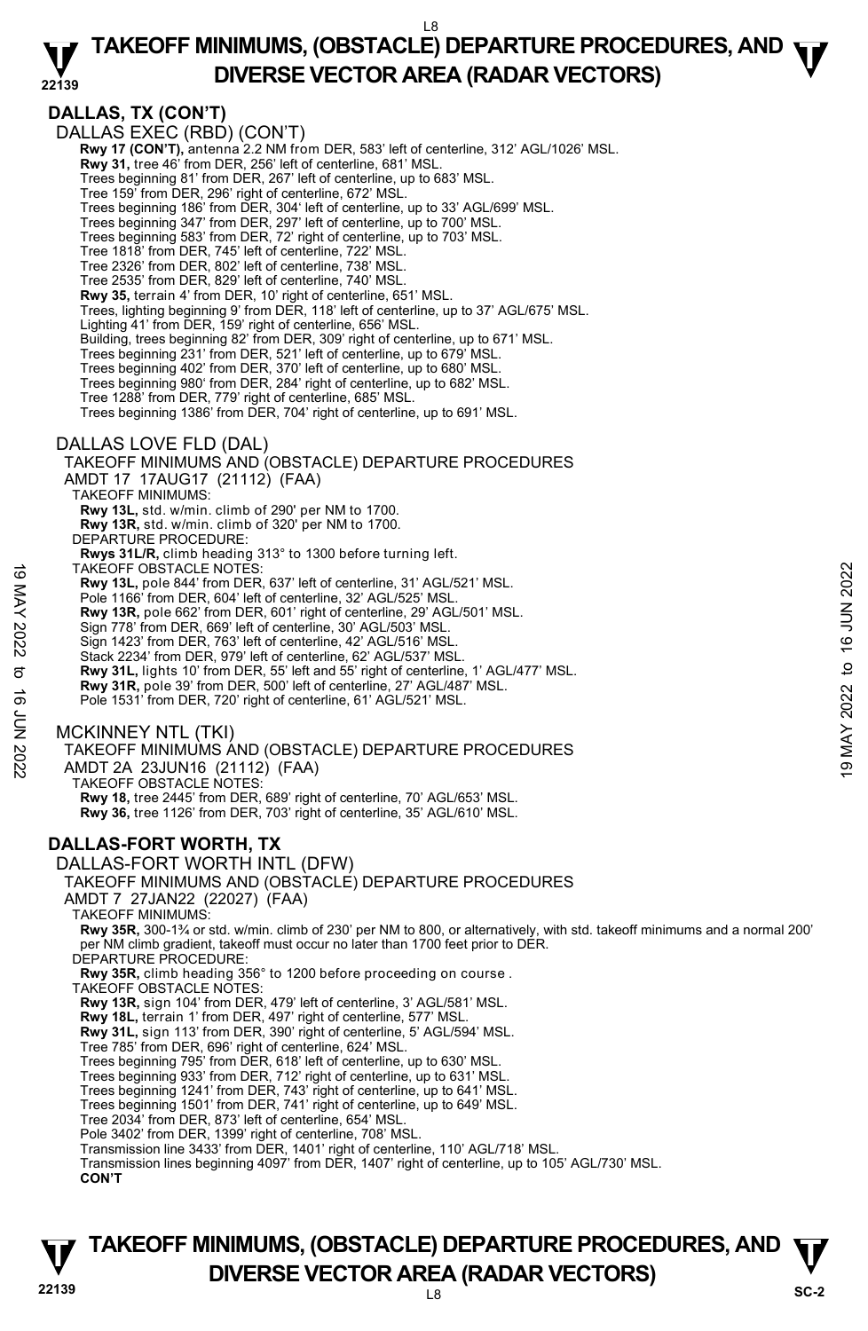## DALLAS, TX (CON'T)

DALLAS EXEC (RBD) (CON'T)

**Rwy 17 (CON'T),** antenna 2.2 NM from DER, 583' left of centerline, 312' AGL/1026' MSL.
**Rwy 31,** tree 46' from DER, 256' left of centerline, 681' MSL.
Trees beginning 81' from DER, 267' left of centerline, up to 683' MSL.
Tree 159' from DER, 296' right of centerline, 672' MSL.
Trees beginning 186' from DER, 304' left of centerline, up to 33' AGL/699' MSL.
Trees beginning 347' from DER, 297' left of centerline, up to 700' MSL.
Trees beginning 583' from DER, 72' right of centerline, up to 703' MSL.
Tree 1818' from DER, 745' left of centerline, 722' MSL.
Tree 2326' from DER, 802' left of centerline, 738' MSL.
Tree 2535' from DER, 829' left of centerline, 740' MSL.
**Rwy 35,** terrain 4' from DER, 10' right of centerline, 651' MSL.
Trees, lighting beginning 9' from DER, 118' left of centerline, up to 37' AGL/675' MSL.
Lighting 41' from DER, 159' right of centerline, 656' MSL.
Building, trees beginning 82' from DER, 309' right of centerline, up to 671' MSL.
Trees beginning 231' from DER, 521' left of centerline, up to 679' MSL.
Trees beginning 402' from DER, 370' left of centerline, up to 680' MSL.
Trees beginning 980' from DER, 284' right of centerline, up to 682' MSL.
Tree 1288' from DER, 779' right of centerline, 685' MSL.
Trees beginning 1386' from DER, 704' right of centerline, up to 691' MSL.

DALLAS LOVE FLD (DAL)

TAKEOFF MINIMUMS AND (OBSTACLE) DEPARTURE PROCEDURES
AMDT 17 17AUG17 (21112) (FAA)

TAKEOFF MINIMUMS:
**Rwy 13L,** std. w/min. climb of 290' per NM to 1700.
**Rwy 13R,** std. w/min. climb of 320' per NM to 1700.

DEPARTURE PROCEDURE:
**Rwys 31L/R,** climb heading 313° to 1300 before turning left.

TAKEOFF OBSTACLE NOTES:
**Rwy 13L,** pole 844' from DER, 637' left of centerline, 31' AGL/521' MSL.
Pole 1166' from DER, 604' left of centerline, 32' AGL/525' MSL.
**Rwy 13R,** pole 662' from DER, 601' right of centerline, 29' AGL/501' MSL.
Sign 778' from DER, 669' left of centerline, 30' AGL/503' MSL.
Sign 1423' from DER, 763' left of centerline, 42' AGL/516' MSL.
Stack 2234' from DER, 979' left of centerline, 62' AGL/537' MSL.
**Rwy 31L,** lights 10' from DER, 55' left and 55' right of centerline, 1' AGL/477' MSL.
**Rwy 31R,** pole 39' from DER, 500' left of centerline, 27' AGL/487' MSL.
Pole 1531' from DER, 720' right of centerline, 61' AGL/521' MSL.

MCKINNEY NTL (TKI)

TAKEOFF MINIMUMS AND (OBSTACLE) DEPARTURE PROCEDURES
AMDT 2A 23JUN16 (21112) (FAA)

TAKEOFF OBSTACLE NOTES:
**Rwy 18,** tree 2445' from DER, 689' right of centerline, 70' AGL/653' MSL.
**Rwy 36,** tree 1126' from DER, 703' right of centerline, 35' AGL/610' MSL.

## DALLAS-FORT WORTH, TX

DALLAS-FORT WORTH INTL (DFW)

TAKEOFF MINIMUMS AND (OBSTACLE) DEPARTURE PROCEDURES
AMDT 7 27JAN22 (22027) (FAA)

TAKEOFF MINIMUMS:
**Rwy 35R,** 300-1¾ or std. w/min. climb of 230' per NM to 800, or alternatively, with std. takeoff minimums and a normal 200' per NM climb gradient, takeoff must occur no later than 1700 feet prior to DER.

DEPARTURE PROCEDURE:
**Rwy 35R,** climb heading 356° to 1200 before proceeding on course .

TAKEOFF OBSTACLE NOTES:
**Rwy 13R,** sign 104' from DER, 479' left of centerline, 3' AGL/581' MSL.
**Rwy 18L,** terrain 1' from DER, 497' right of centerline, 577' MSL.
**Rwy 31L,** sign 113' from DER, 390' right of centerline, 5' AGL/594' MSL.
Tree 785' from DER, 696' right of centerline, 624' MSL.
Trees beginning 795' from DER, 618' left of centerline, up to 630' MSL.
Trees beginning 933' from DER, 712' right of centerline, up to 631' MSL.
Trees beginning 1241' from DER, 743' right of centerline, up to 641' MSL.
Trees beginning 1501' from DER, 741' right of centerline, up to 649' MSL.
Tree 2034' from DER, 873' left of centerline, 654' MSL.
Pole 3402' from DER, 1399' right of centerline, 708' MSL.
Transmission line 3433' from DER, 1401' right of centerline, 110' AGL/718' MSL.
Transmission lines beginning 4097' from DER, 1407' right of centerline, up to 105' AGL/730' MSL.
**CON'T**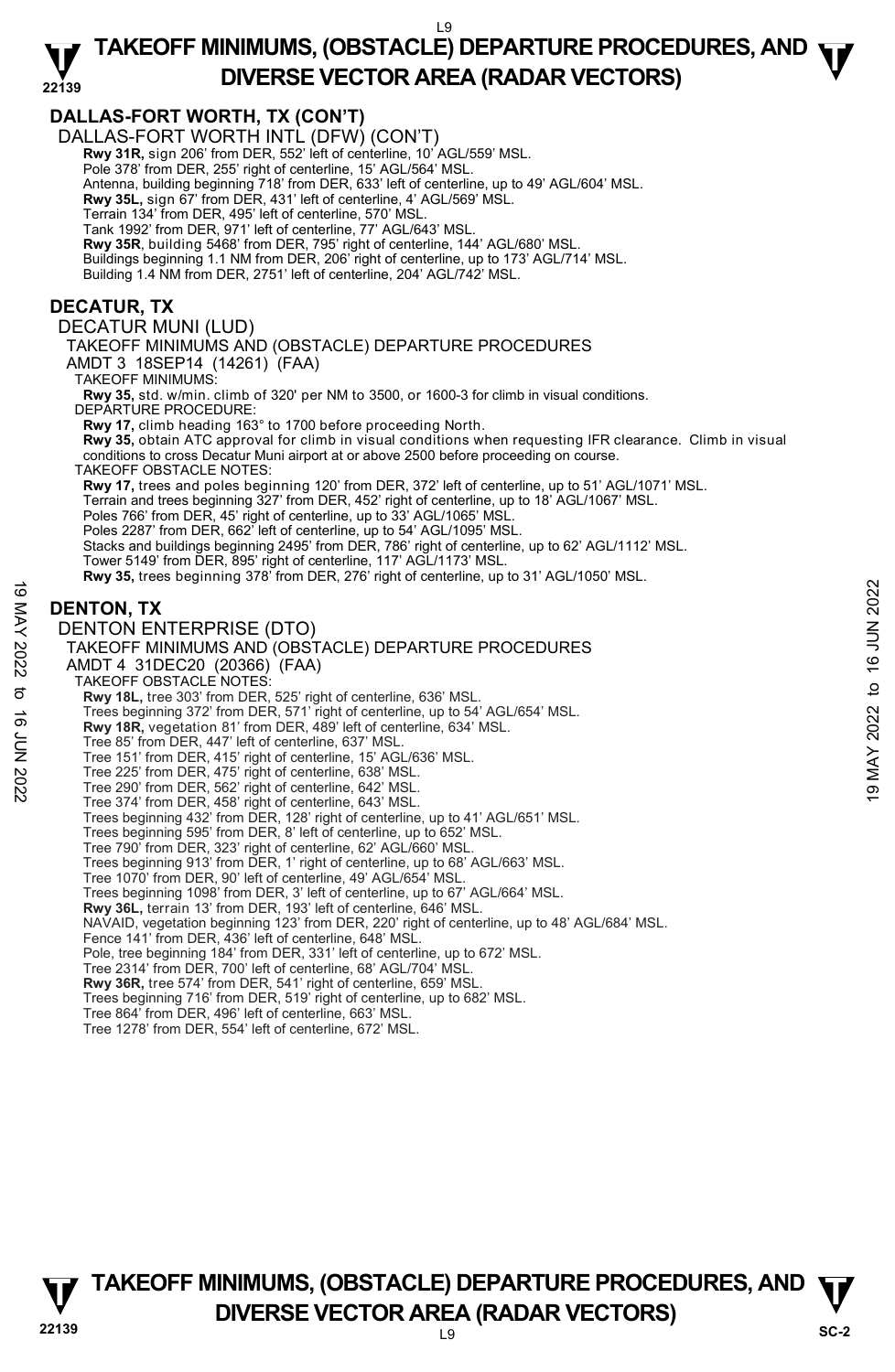## DALLAS-FORT WORTH, TX (CON'T)

DALLAS-FORT WORTH INTL (DFW) (CON'T)

**Rwy 31R,** sign 206' from DER, 552' left of centerline, 10' AGL/559' MSL.
Pole 378' from DER, 255' right of centerline, 15' AGL/564' MSL.
Antenna, building beginning 718' from DER, 633' left of centerline, up to 49' AGL/604' MSL.
**Rwy 35L,** sign 67' from DER, 431' left of centerline, 4' AGL/569' MSL.
Terrain 134' from DER, 495' left of centerline, 570' MSL.
Tank 1992' from DER, 971' left of centerline, 77' AGL/643' MSL.
**Rwy 35R**, building 5468' from DER, 795' right of centerline, 144' AGL/680' MSL.
Buildings beginning 1.1 NM from DER, 206' right of centerline, up to 173' AGL/714' MSL.
Building 1.4 NM from DER, 2751' left of centerline, 204' AGL/742' MSL.

## DECATUR, TX

DECATUR MUNI (LUD)

TAKEOFF MINIMUMS AND (OBSTACLE) DEPARTURE PROCEDURES

AMDT 3 18SEP14 (14261) (FAA)

TAKEOFF MINIMUMS:

**Rwy 35,** std. w/min. climb of 320' per NM to 3500, or 1600-3 for climb in visual conditions.

DEPARTURE PROCEDURE:

**Rwy 17,** climb heading 163° to 1700 before proceeding North.
**Rwy 35,** obtain ATC approval for climb in visual conditions when requesting IFR clearance. Climb in visual conditions to cross Decatur Muni airport at or above 2500 before proceeding on course.

TAKEOFF OBSTACLE NOTES:

**Rwy 17,** trees and poles beginning 120' from DER, 372' left of centerline, up to 51' AGL/1071' MSL.
Terrain and trees beginning 327' from DER, 452' right of centerline, up to 18' AGL/1067' MSL.
Poles 766' from DER, 45' right of centerline, up to 33' AGL/1065' MSL.
Poles 2287' from DER, 662' left of centerline, up to 54' AGL/1095' MSL.
Stacks and buildings beginning 2495' from DER, 786' right of centerline, up to 62' AGL/1112' MSL.
Tower 5149' from DER, 895' right of centerline, 117' AGL/1173' MSL.
**Rwy 35,** trees beginning 378' from DER, 276' right of centerline, up to 31' AGL/1050' MSL.

## DENTON, TX

DENTON ENTERPRISE (DTO)

TAKEOFF MINIMUMS AND (OBSTACLE) DEPARTURE PROCEDURES

AMDT 4 31DEC20 (20366) (FAA)

TAKEOFF OBSTACLE NOTES:

**Rwy 18L,** tree 303' from DER, 525' right of centerline, 636' MSL.
Trees beginning 372' from DER, 571' right of centerline, up to 54' AGL/654' MSL.
**Rwy 18R,** vegetation 81' from DER, 489' left of centerline, 634' MSL.
Tree 85' from DER, 447' left of centerline, 637' MSL.
Tree 151' from DER, 415' right of centerline, 15' AGL/636' MSL.
Tree 225' from DER, 475' right of centerline, 638' MSL.
Tree 290' from DER, 562' right of centerline, 642' MSL.
Tree 374' from DER, 458' right of centerline, 643' MSL.
Trees beginning 432' from DER, 128' right of centerline, up to 41' AGL/651' MSL.
Trees beginning 595' from DER, 8' left of centerline, up to 652' MSL.
Tree 790' from DER, 323' right of centerline, 62' AGL/660' MSL.
Trees beginning 913' from DER, 1' right of centerline, up to 68' AGL/663' MSL.
Tree 1070' from DER, 90' left of centerline, 49' AGL/654' MSL.
Trees beginning 1098' from DER, 3' left of centerline, up to 67' AGL/664' MSL.
**Rwy 36L,** terrain 13' from DER, 193' left of centerline, 646' MSL.
NAVAID, vegetation beginning 123' from DER, 220' right of centerline, up to 48' AGL/684' MSL.
Fence 141' from DER, 436' left of centerline, 648' MSL.
Pole, tree beginning 184' from DER, 331' left of centerline, up to 672' MSL.
Tree 2314' from DER, 700' left of centerline, 68' AGL/704' MSL.
**Rwy 36R,** tree 574' from DER, 541' right of centerline, 659' MSL.
Trees beginning 716' from DER, 519' right of centerline, up to 682' MSL.
Tree 864' from DER, 496' left of centerline, 663' MSL.
Tree 1278' from DER, 554' left of centerline, 672' MSL.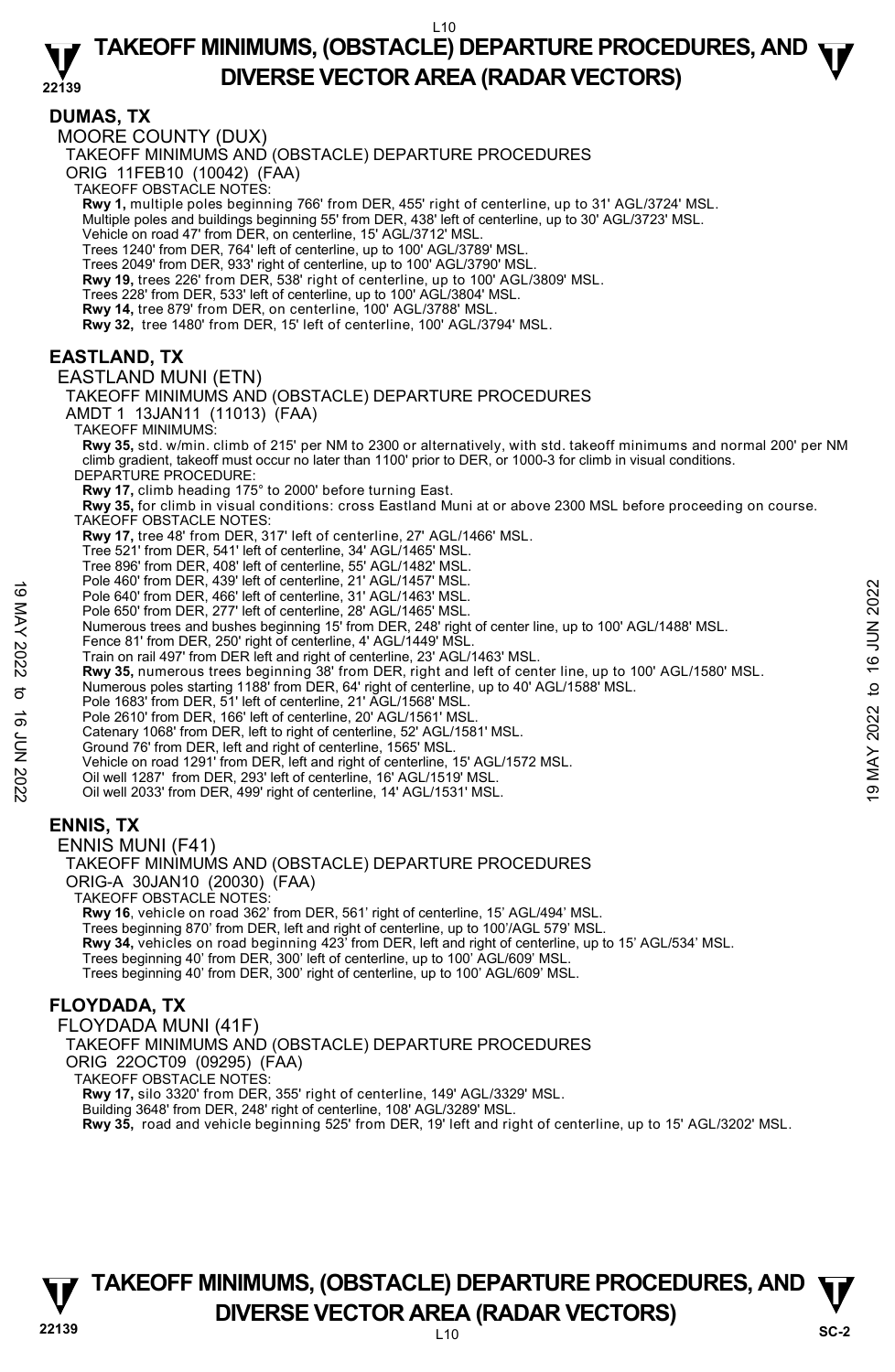## DUMAS, TX

MOORE COUNTY (DUX)

TAKEOFF MINIMUMS AND (OBSTACLE) DEPARTURE PROCEDURES

ORIG 11FEB10 (10042) (FAA)

TAKEOFF OBSTACLE NOTES:

**Rwy 1,** multiple poles beginning 766' from DER, 455' right of centerline, up to 31' AGL/3724' MSL.
Multiple poles and buildings beginning 55' from DER, 438' left of centerline, up to 30' AGL/3723' MSL.
Vehicle on road 47' from DER, on centerline, 15' AGL/3712' MSL.
Trees 1240' from DER, 764' left of centerline, up to 100' AGL/3789' MSL.
Trees 2049' from DER, 933' right of centerline, up to 100' AGL/3790' MSL.
**Rwy 19,** trees 226' from DER, 538' right of centerline, up to 100' AGL/3809' MSL.
Trees 228' from DER, 533' left of centerline, up to 100' AGL/3804' MSL.
**Rwy 14,** tree 879' from DER, on centerline, 100' AGL/3788' MSL.
**Rwy 32,** tree 1480' from DER, 15' left of centerline, 100' AGL/3794' MSL.

## EASTLAND, TX

EASTLAND MUNI (ETN)

TAKEOFF MINIMUMS AND (OBSTACLE) DEPARTURE PROCEDURES

AMDT 1 13JAN11 (11013) (FAA)

TAKEOFF MINIMUMS:

**Rwy 35,** std. w/min. climb of 215' per NM to 2300 or alternatively, with std. takeoff minimums and normal 200' per NM climb gradient, takeoff must occur no later than 1100' prior to DER, or 1000-3 for climb in visual conditions.

DEPARTURE PROCEDURE:

**Rwy 17,** climb heading 175° to 2000' before turning East.
**Rwy 35,** for climb in visual conditions: cross Eastland Muni at or above 2300 MSL before proceeding on course.

TAKEOFF OBSTACLE NOTES:

**Rwy 17,** tree 48' from DER, 317' left of centerline, 27' AGL/1466' MSL.
Tree 521' from DER, 541' left of centerline, 34' AGL/1465' MSL.
Tree 896' from DER, 408' left of centerline, 55' AGL/1482' MSL.
Pole 460' from DER, 439' left of centerline, 21' AGL/1457' MSL.
Pole 640' from DER, 466' left of centerline, 31' AGL/1463' MSL.
Pole 650' from DER, 277' left of centerline, 28' AGL/1465' MSL.
Numerous trees and bushes beginning 15' from DER, 248' right of center line, up to 100' AGL/1488' MSL.
Fence 81' from DER, 250' right of centerline, 4' AGL/1449' MSL.
Train on rail 497' from DER left and right of centerline, 23' AGL/1463' MSL.
**Rwy 35,** numerous trees beginning 38' from DER, right and left of center line, up to 100' AGL/1580' MSL.
Numerous poles starting 1188' from DER, 64' right of centerline, up to 40' AGL/1588' MSL.
Pole 1683' from DER, 51' left of centerline, 21' AGL/1568' MSL.
Pole 2610' from DER, 166' left of centerline, 20' AGL/1561' MSL.
Catenary 1068' from DER, left to right of centerline, 52' AGL/1581' MSL.
Ground 76' from DER, left and right of centerline, 1565' MSL.
Vehicle on road 1291' from DER, left and right of centerline, 15' AGL/1572 MSL.
Oil well 1287' from DER, 293' left of centerline, 16' AGL/1519' MSL.
Oil well 2033' from DER, 499' right of centerline, 14' AGL/1531' MSL.

## ENNIS, TX

ENNIS MUNI (F41)

TAKEOFF MINIMUMS AND (OBSTACLE) DEPARTURE PROCEDURES

ORIG-A 30JAN10 (20030) (FAA)

TAKEOFF OBSTACLE NOTES:

**Rwy 16**, vehicle on road 362' from DER, 561' right of centerline, 15' AGL/494' MSL.
Trees beginning 870' from DER, left and right of centerline, up to 100'/AGL 579' MSL.
**Rwy 34,** vehicles on road beginning 423' from DER, left and right of centerline, up to 15' AGL/534' MSL.
Trees beginning 40' from DER, 300' left of centerline, up to 100' AGL/609' MSL.
Trees beginning 40' from DER, 300' right of centerline, up to 100' AGL/609' MSL.

## FLOYDADA, TX

FLOYDADA MUNI (41F)

TAKEOFF MINIMUMS AND (OBSTACLE) DEPARTURE PROCEDURES

ORIG 22OCT09 (09295) (FAA)

TAKEOFF OBSTACLE NOTES:

**Rwy 17,** silo 3320' from DER, 355' right of centerline, 149' AGL/3329' MSL.
Building 3648' from DER, 248' right of centerline, 108' AGL/3289' MSL.
**Rwy 35,** road and vehicle beginning 525' from DER, 19' left and right of centerline, up to 15' AGL/3202' MSL.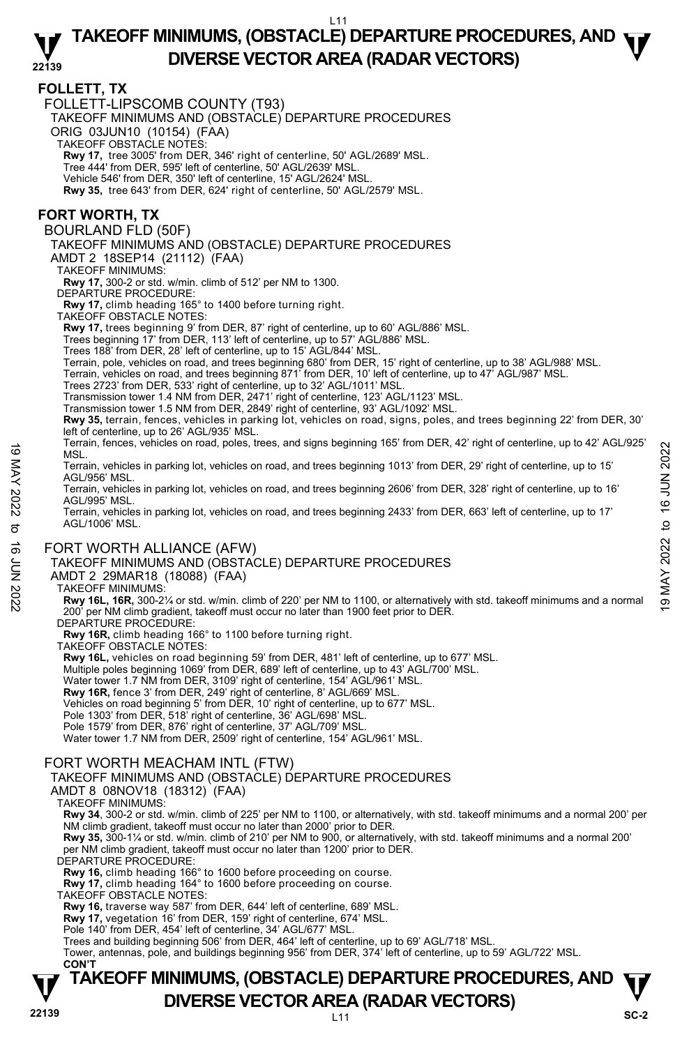## FOLLETT, TX

FOLLETT-LIPSCOMB COUNTY (T93)

TAKEOFF MINIMUMS AND (OBSTACLE) DEPARTURE PROCEDURES

ORIG 03JUN10 (10154) (FAA)

TAKEOFF OBSTACLE NOTES:

**Rwy 17,** tree 3005' from DER, 346' right of centerline, 50' AGL/2689' MSL.
Tree 444' from DER, 595' left of centerline, 50' AGL/2639' MSL.
Vehicle 546' from DER, 350' left of centerline, 15' AGL/2624' MSL.
**Rwy 35,** tree 643' from DER, 624' right of centerline, 50' AGL/2579' MSL.

## FORT WORTH, TX

BOURLAND FLD (50F)

TAKEOFF MINIMUMS AND (OBSTACLE) DEPARTURE PROCEDURES

AMDT 2 18SEP14 (21112) (FAA)

TAKEOFF MINIMUMS:

**Rwy 17,** 300-2 or std. w/min. climb of 512' per NM to 1300.

DEPARTURE PROCEDURE:

**Rwy 17,** climb heading 165° to 1400 before turning right.

TAKEOFF OBSTACLE NOTES:

**Rwy 17,** trees beginning 9' from DER, 87' right of centerline, up to 60' AGL/886' MSL.
Trees beginning 17' from DER, 113' left of centerline, up to 57' AGL/886' MSL.
Trees 188' from DER, 28' left of centerline, up to 15' AGL/844' MSL.
Terrain, pole, vehicles on road, and trees beginning 680' from DER, 15' right of centerline, up to 38' AGL/988' MSL.
Terrain, vehicles on road, and trees beginning 871' from DER, 10' left of centerline, up to 47' AGL/987' MSL.
Trees 2723' from DER, 533' right of centerline, up to 32' AGL/1011' MSL.
Transmission tower 1.4 NM from DER, 2471' right of centerline, 123' AGL/1123' MSL.
Transmission tower 1.5 NM from DER, 2849' right of centerline, 93' AGL/1092' MSL.
**Rwy 35,** terrain, fences, vehicles in parking lot, vehicles on road, signs, poles, and trees beginning 22' from DER, 30' left of centerline, up to 26' AGL/935' MSL.
Terrain, fences, vehicles on road, poles, trees, and signs beginning 165' from DER, 42' right of centerline, up to 42' AGL/925' MSL.
Terrain, vehicles in parking lot, vehicles on road, and trees beginning 1013' from DER, 29' right of centerline, up to 15' AGL/956' MSL.
Terrain, vehicles in parking lot, vehicles on road, and trees beginning 2606' from DER, 328' right of centerline, up to 16' AGL/995' MSL.
Terrain, vehicles in parking lot, vehicles on road, and trees beginning 2433' from DER, 663' left of centerline, up to 17' AGL/1006' MSL.

FORT WORTH ALLIANCE (AFW)

TAKEOFF MINIMUMS AND (OBSTACLE) DEPARTURE PROCEDURES

AMDT 2 29MAR18 (18088) (FAA)

TAKEOFF MINIMUMS:

**Rwy 16L, 16R,** 300-2¼ or std. w/min. climb of 220' per NM to 1100, or alternatively with std. takeoff minimums and a normal 200' per NM climb gradient, takeoff must occur no later than 1900 feet prior to DER.

DEPARTURE PROCEDURE:

**Rwy 16R,** climb heading 166° to 1100 before turning right.

TAKEOFF OBSTACLE NOTES:

**Rwy 16L,** vehicles on road beginning 59' from DER, 481' left of centerline, up to 677' MSL.
Multiple poles beginning 1069' from DER, 689' left of centerline, up to 43' AGL/700' MSL.
Water tower 1.7 NM from DER, 3109' right of centerline, 154' AGL/961' MSL.
**Rwy 16R,** fence 3' from DER, 249' right of centerline, 8' AGL/669' MSL.
Vehicles on road beginning 5' from DER, 10' right of centerline, up to 677' MSL.
Pole 1303' from DER, 518' right of centerline, 36' AGL/698' MSL.
Pole 1579' from DER, 876' right of centerline, 37' AGL/709' MSL.
Water tower 1.7 NM from DER, 2509' right of centerline, 154' AGL/961' MSL.

FORT WORTH MEACHAM INTL (FTW)

TAKEOFF MINIMUMS AND (OBSTACLE) DEPARTURE PROCEDURES

AMDT 8 08NOV18 (18312) (FAA)

TAKEOFF MINIMUMS:

**Rwy 34**, 300-2 or std. w/min. climb of 225' per NM to 1100, or alternatively, with std. takeoff minimums and a normal 200' per NM climb gradient, takeoff must occur no later than 2000' prior to DER.
**Rwy 35,** 300-1¼ or std. w/min. climb of 210' per NM to 900, or alternatively, with std. takeoff minimums and a normal 200' per NM climb gradient, takeoff must occur no later than 1200' prior to DER.

DEPARTURE PROCEDURE:

**Rwy 16,** climb heading 166° to 1600 before proceeding on course.
**Rwy 17,** climb heading 164° to 1600 before proceeding on course.

TAKEOFF OBSTACLE NOTES:

**Rwy 16,** traverse way 587' from DER, 644' left of centerline, 689' MSL.
**Rwy 17,** vegetation 16' from DER, 159' right of centerline, 674' MSL.
Pole 140' from DER, 454' left of centerline, 34' AGL/677' MSL.
Trees and building beginning 506' from DER, 464' left of centerline, up to 69' AGL/718' MSL.
Tower, antennas, pole, and buildings beginning 956' from DER, 374' left of centerline, up to 59' AGL/722' MSL.

**CON'T**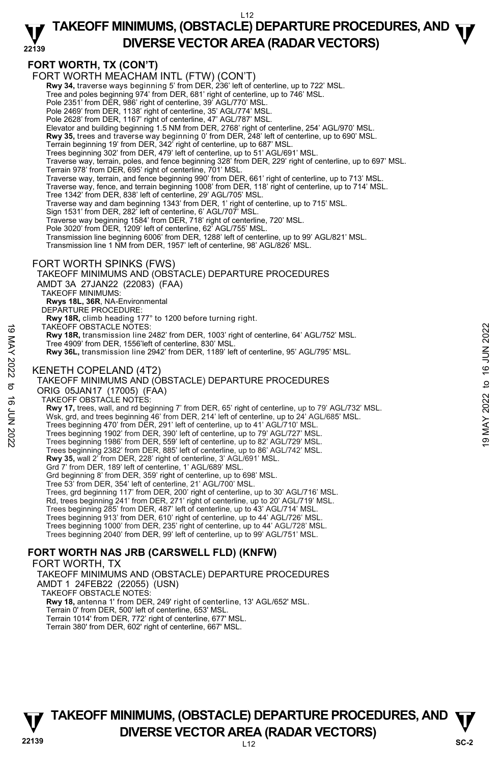## FORT WORTH, TX (CON'T)

FORT WORTH MEACHAM INTL (FTW) (CON'T)

**Rwy 34,** traverse ways beginning 5' from DER, 236' left of centerline, up to 722' MSL.
Tree and poles beginning 974' from DER, 681' right of centerline, up to 746' MSL.
Pole 2351' from DER, 986' right of centerline, 39' AGL/770' MSL.
Pole 2469' from DER, 1138' right of centerline, 35' AGL/774' MSL.
Pole 2628' from DER, 1167' right of centerline, 47' AGL/787' MSL.
Elevator and building beginning 1.5 NM from DER, 2768' right of centerline, 254' AGL/970' MSL.
**Rwy 35,** trees and traverse way beginning 0' from DER, 248' left of centerline, up to 690' MSL.
Terrain beginning 19' from DER, 342' right of centerline, up to 687' MSL.
Trees beginning 302' from DER, 479' left of centerline, up to 51' AGL/691' MSL.
Traverse way, terrain, poles, and fence beginning 328' from DER, 229' right of centerline, up to 697' MSL.
Terrain 978' from DER, 695' right of centerline, 701' MSL.
Traverse way, terrain, and fence beginning 990' from DER, 661' right of centerline, up to 713' MSL.
Traverse way, fence, and terrain beginning 1008' from DER, 118' right of centerline, up to 714' MSL.
Tree 1342' from DER, 838' left of centerline, 29' AGL/705' MSL.
Traverse way and dam beginning 1343' from DER, 1' right of centerline, up to 715' MSL.
Sign 1531' from DER, 282' left of centerline, 6' AGL/707' MSL.
Traverse way beginning 1584' from DER, 718' right of centerline, 720' MSL.
Pole 3020' from DER, 1209' left of centerline, 62' AGL/755' MSL.
Transmission line beginning 6006' from DER, 1288' left of centerline, up to 99' AGL/821' MSL.
Transmission line 1 NM from DER, 1957' left of centerline, 98' AGL/826' MSL.

FORT WORTH SPINKS (FWS)

TAKEOFF MINIMUMS AND (OBSTACLE) DEPARTURE PROCEDURES

AMDT 3A 27JAN22 (22083) (FAA)

TAKEOFF MINIMUMS:

**Rwys 18L, 36R**, NA-Environmental

DEPARTURE PROCEDURE:

**Rwy 18R,** climb heading 177° to 1200 before turning right.

TAKEOFF OBSTACLE NOTES:

**Rwy 18R,** transmission line 2482' from DER, 1003' right of centerline, 64' AGL/752' MSL.
Tree 4909' from DER, 1556'left of centerline, 830' MSL.
**Rwy 36L,** transmission line 2942' from DER, 1189' left of centerline, 95' AGL/795' MSL.

KENETH COPELAND (4T2)

TAKEOFF MINIMUMS AND (OBSTACLE) DEPARTURE PROCEDURES

ORIG 05JAN17 (17005) (FAA)

TAKEOFF OBSTACLE NOTES:

**Rwy 17,** trees, wall, and rd beginning 7' from DER, 65' right of centerline, up to 79' AGL/732' MSL.
Wsk, grd, and trees beginning 46' from DER, 214' left of centerline, up to 24' AGL/685' MSL.
Trees beginning 470' from DER, 291' left of centerline, up to 41' AGL/710' MSL.
Trees beginning 1902' from DER, 390' left of centerline, up to 79' AGL/727' MSL.
Trees beginning 1986' from DER, 559' left of centerline, up to 82' AGL/729' MSL.
Trees beginning 2382' from DER, 885' left of centerline, up to 86' AGL/742' MSL.
**Rwy 35,** wall 2' from DER, 228' right of centerline, 3' AGL/691' MSL.
Grd 7' from DER, 189' left of centerline, 1' AGL/689' MSL.
Grd beginning 8' from DER, 359' right of centerline, up to 698' MSL.
Tree 53' from DER, 354' left of centerline, 21' AGL/700' MSL.
Trees, grd beginning 117' from DER, 200' right of centerline, up to 30' AGL/716' MSL.
Rd, trees beginning 241' from DER, 271' right of centerline, up to 20' AGL/719' MSL.
Trees beginning 285' from DER, 487' left of centerline, up to 43' AGL/714' MSL.
Trees beginning 913' from DER, 610' right of centerline, up to 44' AGL/726' MSL.
Trees beginning 1000' from DER, 235' right of centerline, up to 44' AGL/728' MSL.
Trees beginning 2040' from DER, 99' left of centerline, up to 99' AGL/751' MSL.

## FORT WORTH NAS JRB (CARSWELL FLD) (KNFW)

FORT WORTH, TX

TAKEOFF MINIMUMS AND (OBSTACLE) DEPARTURE PROCEDURES

AMDT 1 24FEB22 (22055) (USN)

TAKEOFF OBSTACLE NOTES:

**Rwy 18,** antenna 1' from DER, 249' right of centerline, 13' AGL/652' MSL.
Terrain 0' from DER, 500' left of centerline, 653' MSL.
Terrain 1014' from DER, 772' right of centerline, 677' MSL.
Terrain 380' from DER, 602' right of centerline, 667' MSL.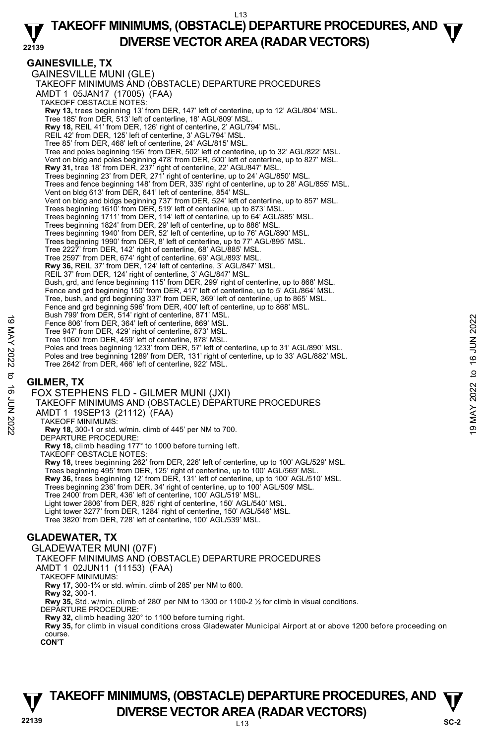## GAINESVILLE, TX

GAINESVILLE MUNI (GLE)
TAKEOFF MINIMUMS AND (OBSTACLE) DEPARTURE PROCEDURES
AMDT 1 05JAN17 (17005) (FAA)
TAKEOFF OBSTACLE NOTES:
**Rwy 13,** trees beginning 13' from DER, 147' left of centerline, up to 12' AGL/804' MSL.
Tree 185' from DER, 513' left of centerline, 18' AGL/809' MSL.
**Rwy 18,** REIL 41' from DER, 126' right of centerline, 2' AGL/794' MSL.
REIL 42' from DER, 125' left of centerline, 3' AGL/794' MSL.
Tree 85' from DER, 468' left of centerline, 24' AGL/815' MSL.
Tree and poles beginning 156' from DER, 502' left of centerline, up to 32' AGL/822' MSL.
Vent on bldg and poles beginning 478' from DER, 500' left of centerline, up to 827' MSL.
**Rwy 31,** tree 18' from DER, 237' right of centerline, 22' AGL/847' MSL.
Trees beginning 23' from DER, 271' right of centerline, up to 24' AGL/850' MSL.
Trees and fence beginning 148' from DER, 335' right of centerline, up to 28' AGL/855' MSL.
Vent on bldg 613' from DER, 641' left of centerline, 854' MSL.
Vent on bldg and bldgs beginning 737' from DER, 524' left of centerline, up to 857' MSL.
Trees beginning 1610' from DER, 519' left of centerline, up to 873' MSL.
Trees beginning 1711' from DER, 114' left of centerline, up to 64' AGL/885' MSL.
Trees beginning 1824' from DER, 29' left of centerline, up to 886' MSL.
Trees beginning 1940' from DER, 52' left of centerline, up to 76' AGL/890' MSL.
Trees beginning 1990' from DER, 8' left of centerline, up to 77' AGL/895' MSL.
Tree 2227' from DER, 142' right of centerline, 68' AGL/885' MSL.
Tree 2597' from DER, 674' right of centerline, 69' AGL/893' MSL.
**Rwy 36,** REIL 37' from DER, 124' left of centerline, 3' AGL/847' MSL.
REIL 37' from DER, 124' right of centerline, 3' AGL/847' MSL.
Bush, grd, and fence beginning 115' from DER, 299' right of centerline, up to 868' MSL.
Fence and grd beginning 150' from DER, 417' left of centerline, up to 5' AGL/864' MSL.
Tree, bush, and grd beginning 337' from DER, 369' left of centerline, up to 865' MSL.
Fence and grd beginning 596' from DER, 400' left of centerline, up to 868' MSL.
Bush 799' from DER, 514' right of centerline, 871' MSL.
Fence 806' from DER, 364' left of centerline, 869' MSL.
Tree 947' from DER, 429' right of centerline, 873' MSL.
Tree 1060' from DER, 459' left of centerline, 878' MSL.
Poles and trees beginning 1233' from DER, 57' left of centerline, up to 31' AGL/890' MSL.
Poles and tree beginning 1289' from DER, 131' right of centerline, up to 33' AGL/882' MSL.
Tree 2642' from DER, 466' left of centerline, 922' MSL.

## GILMER, TX

FOX STEPHENS FLD - GILMER MUNI (JXI)
TAKEOFF MINIMUMS AND (OBSTACLE) DEPARTURE PROCEDURES
AMDT 1 19SEP13 (21112) (FAA)
TAKEOFF MINIMUMS:
**Rwy 18,** 300-1 or std. w/min. climb of 445' per NM to 700.
DEPARTURE PROCEDURE:
**Rwy 18,** climb heading 177° to 1000 before turning left.
TAKEOFF OBSTACLE NOTES:
**Rwy 18,** trees beginning 262' from DER, 226' left of centerline, up to 100' AGL/529' MSL.
Trees beginning 495' from DER, 125' right of centerline, up to 100' AGL/569' MSL.
**Rwy 36,** trees beginning 12' from DER, 131' left of centerline, up to 100' AGL/510' MSL.
Trees beginning 236' from DER, 34' right of centerline, up to 100' AGL/509' MSL.
Tree 2400' from DER, 436' left of centerline, 100' AGL/519' MSL.
Light tower 2806' from DER, 825' right of centerline, 150' AGL/540' MSL.
Light tower 3277' from DER, 1284' right of centerline, 150' AGL/546' MSL.
Tree 3820' from DER, 728' left of centerline, 100' AGL/539' MSL.

## GLADEWATER, TX

GLADEWATER MUNI (07F)
TAKEOFF MINIMUMS AND (OBSTACLE) DEPARTURE PROCEDURES
AMDT 1 02JUN11 (11153) (FAA)
TAKEOFF MINIMUMS:
**Rwy 17,** 300-1¾ or std. w/min. climb of 285' per NM to 600.
**Rwy 32,** 300-1.
**Rwy 35,** Std. w/min. climb of 280' per NM to 1300 or 1100-2 ½ for climb in visual conditions.
DEPARTURE PROCEDURE:
**Rwy 32,** climb heading 320° to 1100 before turning right.
**Rwy 35,** for climb in visual conditions cross Gladewater Municipal Airport at or above 1200 before proceeding on course.
**CON'T**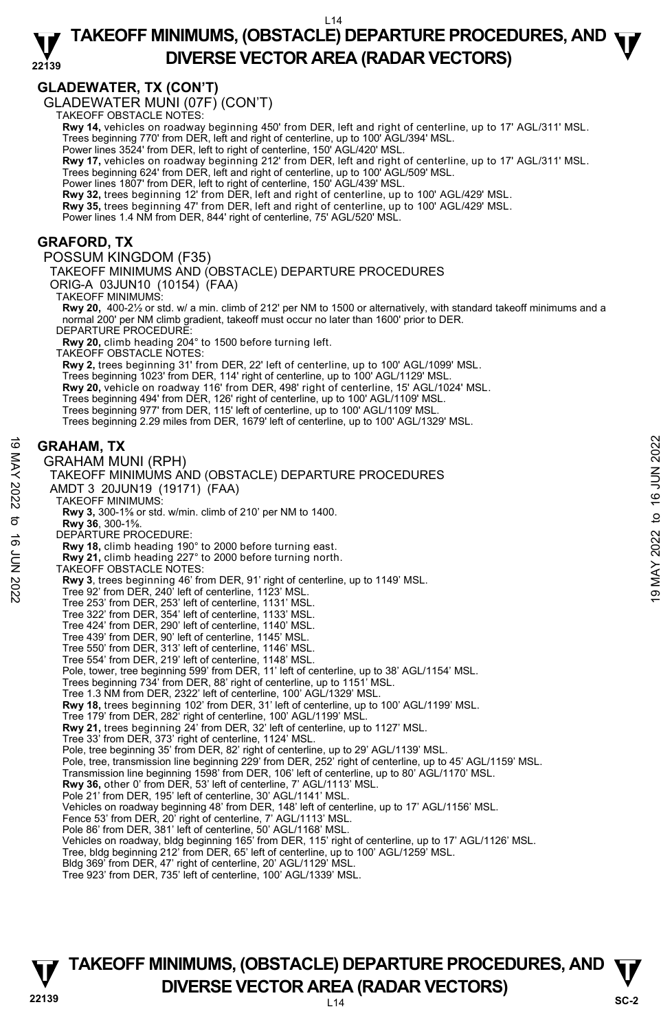## GLADEWATER, TX (CON'T)

GLADEWATER MUNI (07F) (CON'T)

TAKEOFF OBSTACLE NOTES:

**Rwy 14,** vehicles on roadway beginning 450' from DER, left and right of centerline, up to 17' AGL/311' MSL.
Trees beginning 770' from DER, left and right of centerline, up to 100' AGL/394' MSL.
Power lines 3524' from DER, left to right of centerline, 150' AGL/420' MSL.
**Rwy 17,** vehicles on roadway beginning 212' from DER, left and right of centerline, up to 17' AGL/311' MSL.
Trees beginning 624' from DER, left and right of centerline, up to 100' AGL/509' MSL.
Power lines 1807' from DER, left to right of centerline, 150' AGL/439' MSL.
**Rwy 32,** trees beginning 12' from DER, left and right of centerline, up to 100' AGL/429' MSL.
**Rwy 35,** trees beginning 47' from DER, left and right of centerline, up to 100' AGL/429' MSL.
Power lines 1.4 NM from DER, 844' right of centerline, 75' AGL/520' MSL.

## GRAFORD, TX

POSSUM KINGDOM (F35)

TAKEOFF MINIMUMS AND (OBSTACLE) DEPARTURE PROCEDURES

ORIG-A 03JUN10 (10154) (FAA)

TAKEOFF MINIMUMS:

**Rwy 20,** 400-2½ or std. w/ a min. climb of 212' per NM to 1500 or alternatively, with standard takeoff minimums and a normal 200' per NM climb gradient, takeoff must occur no later than 1600' prior to DER.

DEPARTURE PROCEDURE:

**Rwy 20,** climb heading 204° to 1500 before turning left.

TAKEOFF OBSTACLE NOTES:

**Rwy 2,** trees beginning 31' from DER, 22' left of centerline, up to 100' AGL/1099' MSL.
Trees beginning 1023' from DER, 114' right of centerline, up to 100' AGL/1129' MSL.
**Rwy 20,** vehicle on roadway 116' from DER, 498' right of centerline, 15' AGL/1024' MSL.
Trees beginning 494' from DER, 126' right of centerline, up to 100' AGL/1109' MSL.
Trees beginning 977' from DER, 115' left of centerline, up to 100' AGL/1109' MSL.
Trees beginning 2.29 miles from DER, 1679' left of centerline, up to 100' AGL/1329' MSL.

## GRAHAM, TX

GRAHAM MUNI (RPH)

TAKEOFF MINIMUMS AND (OBSTACLE) DEPARTURE PROCEDURES

AMDT 3 20JUN19 (19171) (FAA)

TAKEOFF MINIMUMS:

**Rwy 3,** 300-1⅝ or std. w/min. climb of 210' per NM to 1400.
**Rwy 36**, 300-1⅝.

DEPARTURE PROCEDURE:

**Rwy 18,** climb heading 190° to 2000 before turning east.
**Rwy 21,** climb heading 227° to 2000 before turning north.

TAKEOFF OBSTACLE NOTES:

**Rwy 3**, trees beginning 46' from DER, 91' right of centerline, up to 1149' MSL.
Tree 92' from DER, 240' left of centerline, 1123' MSL.
Tree 253' from DER, 253' left of centerline, 1131' MSL.
Tree 322' from DER, 354' left of centerline, 1133' MSL.
Tree 424' from DER, 290' left of centerline, 1140' MSL.
Tree 439' from DER, 90' left of centerline, 1145' MSL.
Tree 550' from DER, 313' left of centerline, 1146' MSL.
Tree 554' from DER, 219' left of centerline, 1148' MSL.
Pole, tower, tree beginning 599' from DER, 11' left of centerline, up to 38' AGL/1154' MSL.
Trees beginning 734' from DER, 88' right of centerline, up to 1151' MSL.
Tree 1.3 NM from DER, 2322' left of centerline, 100' AGL/1329' MSL.
**Rwy 18,** trees beginning 102' from DER, 31' left of centerline, up to 100' AGL/1199' MSL.
Tree 179' from DER, 282' right of centerline, 100' AGL/1199' MSL.
**Rwy 21,** trees beginning 24' from DER, 32' left of centerline, up to 1127' MSL.
Tree 33' from DER, 373' right of centerline, 1124' MSL.
Pole, tree beginning 35' from DER, 82' right of centerline, up to 29' AGL/1139' MSL.
Pole, tree, transmission line beginning 229' from DER, 252' right of centerline, up to 45' AGL/1159' MSL.
Transmission line beginning 1598' from DER, 106' left of centerline, up to 80' AGL/1170' MSL.
**Rwy 36,** other 0' from DER, 53' left of centerline, 7' AGL/1113' MSL.
Pole 21' from DER, 195' left of centerline, 30' AGL/1141' MSL.
Vehicles on roadway beginning 48' from DER, 148' left of centerline, up to 17' AGL/1156' MSL.
Fence 53' from DER, 20' right of centerline, 7' AGL/1113' MSL.
Pole 86' from DER, 381' left of centerline, 50' AGL/1168' MSL.
Vehicles on roadway, bldg beginning 165' from DER, 115' right of centerline, up to 17' AGL/1126' MSL.
Tree, bldg beginning 212' from DER, 65' left of centerline, up to 100' AGL/1259' MSL.
Bldg 369' from DER, 47' right of centerline, 20' AGL/1129' MSL.
Tree 923' from DER, 735' left of centerline, 100' AGL/1339' MSL.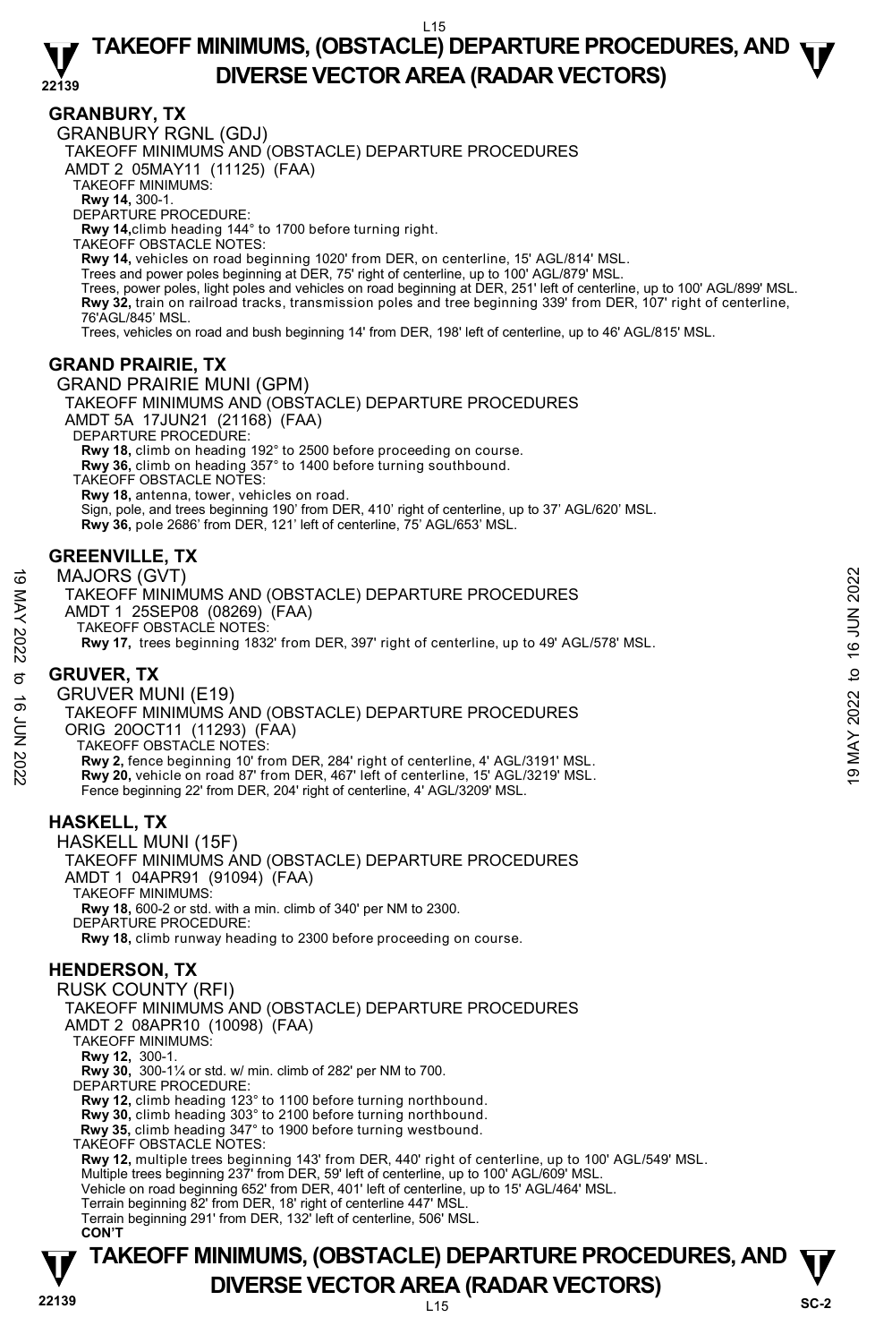## GRANBURY, TX

GRANBURY RGNL (GDJ)

TAKEOFF MINIMUMS AND (OBSTACLE) DEPARTURE PROCEDURES

AMDT 2 05MAY11 (11125) (FAA)

TAKEOFF MINIMUMS:

**Rwy 14,** 300-1.

DEPARTURE PROCEDURE:

**Rwy 14,** climb heading 144° to 1700 before turning right.

TAKEOFF OBSTACLE NOTES:

**Rwy 14,** vehicles on road beginning 1020' from DER, on centerline, 15' AGL/814' MSL.
Trees and power poles beginning at DER, 75' right of centerline, up to 100' AGL/879' MSL.
Trees, power poles, light poles and vehicles on road beginning at DER, 251' left of centerline, up to 100' AGL/899' MSL.
**Rwy 32,** train on railroad tracks, transmission poles and tree beginning 339' from DER, 107' right of centerline, 76'AGL/845' MSL.
Trees, vehicles on road and bush beginning 14' from DER, 198' left of centerline, up to 46' AGL/815' MSL.

## GRAND PRAIRIE, TX

GRAND PRAIRIE MUNI (GPM)

TAKEOFF MINIMUMS AND (OBSTACLE) DEPARTURE PROCEDURES

AMDT 5A 17JUN21 (21168) (FAA)

DEPARTURE PROCEDURE:

**Rwy 18,** climb on heading 192° to 2500 before proceeding on course.
**Rwy 36,** climb on heading 357° to 1400 before turning southbound.

TAKEOFF OBSTACLE NOTES:

**Rwy 18,** antenna, tower, vehicles on road.
Sign, pole, and trees beginning 190' from DER, 410' right of centerline, up to 37' AGL/620' MSL.
**Rwy 36,** pole 2686' from DER, 121' left of centerline, 75' AGL/653' MSL.

## GREENVILLE, TX

MAJORS (GVT)

TAKEOFF MINIMUMS AND (OBSTACLE) DEPARTURE PROCEDURES

AMDT 1 25SEP08 (08269) (FAA)

TAKEOFF OBSTACLE NOTES:

**Rwy 17,** trees beginning 1832' from DER, 397' right of centerline, up to 49' AGL/578' MSL.

## GRUVER, TX

GRUVER MUNI (E19)

TAKEOFF MINIMUMS AND (OBSTACLE) DEPARTURE PROCEDURES

ORIG 20OCT11 (11293) (FAA)

TAKEOFF OBSTACLE NOTES:

**Rwy 2,** fence beginning 10' from DER, 284' right of centerline, 4' AGL/3191' MSL.
**Rwy 20,** vehicle on road 87' from DER, 467' left of centerline, 15' AGL/3219' MSL.
Fence beginning 22' from DER, 204' right of centerline, 4' AGL/3209' MSL.

## HASKELL, TX

HASKELL MUNI (15F)

TAKEOFF MINIMUMS AND (OBSTACLE) DEPARTURE PROCEDURES

AMDT 1 04APR91 (91094) (FAA)

TAKEOFF MINIMUMS:

**Rwy 18,** 600-2 or std. with a min. climb of 340' per NM to 2300.

DEPARTURE PROCEDURE:

**Rwy 18,** climb runway heading to 2300 before proceeding on course.

## HENDERSON, TX

RUSK COUNTY (RFI)

TAKEOFF MINIMUMS AND (OBSTACLE) DEPARTURE PROCEDURES

AMDT 2 08APR10 (10098) (FAA)

TAKEOFF MINIMUMS:

**Rwy 12,** 300-1.
**Rwy 30,** 300-1¼ or std. w/ min. climb of 282' per NM to 700.

DEPARTURE PROCEDURE:

**Rwy 12,** climb heading 123° to 1100 before turning northbound.
**Rwy 30,** climb heading 303° to 2100 before turning northbound.
**Rwy 35,** climb heading 347° to 1900 before turning westbound.

TAKEOFF OBSTACLE NOTES:

**Rwy 12,** multiple trees beginning 143' from DER, 440' right of centerline, up to 100' AGL/549' MSL.
Multiple trees beginning 237' from DER, 59' left of centerline, up to 100' AGL/609' MSL.
Vehicle on road beginning 652' from DER, 401' left of centerline, up to 15' AGL/464' MSL.
Terrain beginning 82' from DER, 18' right of centerline 447' MSL.
Terrain beginning 291' from DER, 132' left of centerline, 506' MSL.

**CON'T**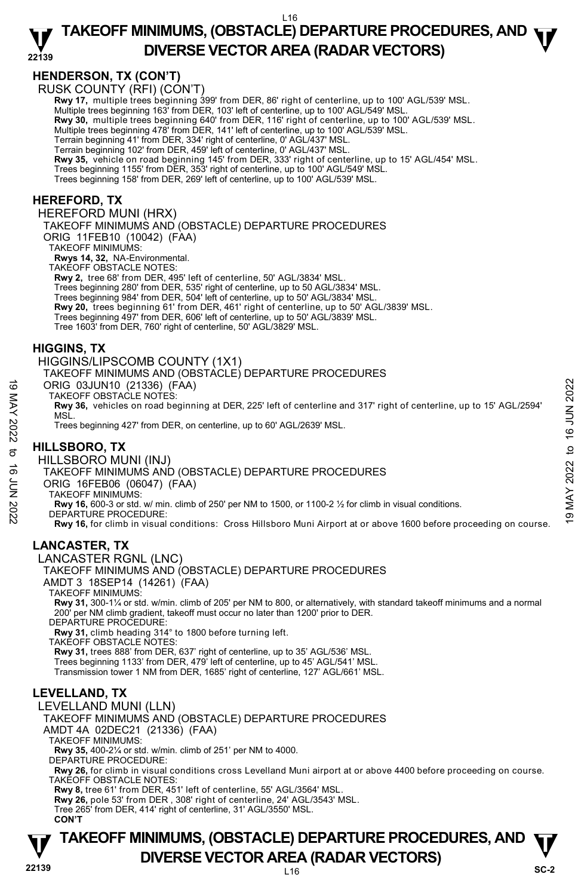## HENDERSON, TX (CON'T)

RUSK COUNTY (RFI) (CON'T)

**Rwy 17,** multiple trees beginning 399' from DER, 86' right of centerline, up to 100' AGL/539' MSL.
Multiple trees beginning 163' from DER, 103' left of centerline, up to 100' AGL/549' MSL.
**Rwy 30,** multiple trees beginning 640' from DER, 116' right of centerline, up to 100' AGL/539' MSL.
Multiple trees beginning 478' from DER, 141' left of centerline, up to 100' AGL/539' MSL.
Terrain beginning 41' from DER, 334' right of centerline, 0' AGL/437' MSL.
Terrain beginning 102' from DER, 459' left of centerline, 0' AGL/437' MSL.
**Rwy 35,** vehicle on road beginning 145' from DER, 333' right of centerline, up to 15' AGL/454' MSL.
Trees beginning 1155' from DER, 353' right of centerline, up to 100' AGL/549' MSL.
Trees beginning 158' from DER, 269' left of centerline, up to 100' AGL/539' MSL.

## HEREFORD, TX

HEREFORD MUNI (HRX)

TAKEOFF MINIMUMS AND (OBSTACLE) DEPARTURE PROCEDURES

ORIG 11FEB10 (10042) (FAA)

TAKEOFF MINIMUMS:

**Rwys 14, 32,** NA-Environmental.

TAKEOFF OBSTACLE NOTES:

**Rwy 2,** tree 68' from DER, 495' left of centerline, 50' AGL/3834' MSL.
Trees beginning 280' from DER, 535' right of centerline, up to 50 AGL/3834' MSL.
Trees beginning 984' from DER, 504' left of centerline, up to 50' AGL/3834' MSL.
**Rwy 20,** trees beginning 61' from DER, 461' right of centerline, up to 50' AGL/3839' MSL.
Trees beginning 497' from DER, 606' left of centerline, up to 50' AGL/3839' MSL.
Tree 1603' from DER, 760' right of centerline, 50' AGL/3829' MSL.

## HIGGINS, TX

HIGGINS/LIPSCOMB COUNTY (1X1)

TAKEOFF MINIMUMS AND (OBSTACLE) DEPARTURE PROCEDURES

ORIG 03JUN10 (21336) (FAA)

TAKEOFF OBSTACLE NOTES:

**Rwy 36,** vehicles on road beginning at DER, 225' left of centerline and 317' right of centerline, up to 15' AGL/2594' MSL.
Trees beginning 427' from DER, on centerline, up to 60' AGL/2639' MSL.

## HILLSBORO, TX

HILLSBORO MUNI (INJ)

TAKEOFF MINIMUMS AND (OBSTACLE) DEPARTURE PROCEDURES

ORIG 16FEB06 (06047) (FAA)

TAKEOFF MINIMUMS:

**Rwy 16,** 600-3 or std. w/ min. climb of 250' per NM to 1500, or 1100-2 ½ for climb in visual conditions.

DEPARTURE PROCEDURE:

**Rwy 16,** for climb in visual conditions: Cross Hillsboro Muni Airport at or above 1600 before proceeding on course.

## LANCASTER, TX

LANCASTER RGNL (LNC)

TAKEOFF MINIMUMS AND (OBSTACLE) DEPARTURE PROCEDURES

AMDT 3 18SEP14 (14261) (FAA)

TAKEOFF MINIMUMS:

**Rwy 31,** 300-1¼ or std. w/min. climb of 205' per NM to 800, or alternatively, with standard takeoff minimums and a normal 200' per NM climb gradient, takeoff must occur no later than 1200' prior to DER.

DEPARTURE PROCEDURE:

**Rwy 31,** climb heading 314° to 1800 before turning left.

TAKEOFF OBSTACLE NOTES:

**Rwy 31,** trees 888' from DER, 637' right of centerline, up to 35' AGL/536' MSL.
Trees beginning 1133' from DER, 479' left of centerline, up to 45' AGL/541' MSL.
Transmission tower 1 NM from DER, 1685' right of centerline, 127' AGL/661' MSL.

## LEVELLAND, TX

LEVELLAND MUNI (LLN)

TAKEOFF MINIMUMS AND (OBSTACLE) DEPARTURE PROCEDURES

AMDT 4A 02DEC21 (21336) (FAA)

TAKEOFF MINIMUMS:

**Rwy 35,** 400-2¼ or std. w/min. climb of 251' per NM to 4000.

DEPARTURE PROCEDURE:

**Rwy 26,** for climb in visual conditions cross Levelland Muni airport at or above 4400 before proceeding on course.

TAKEOFF OBSTACLE NOTES:

**Rwy 8,** tree 61' from DER, 451' left of centerline, 55' AGL/3564' MSL.
**Rwy 26,** pole 53' from DER , 308' right of centerline, 24' AGL/3543' MSL.
Tree 265' from DER, 414' right of centerline, 31' AGL/3550' MSL.

**CON'T**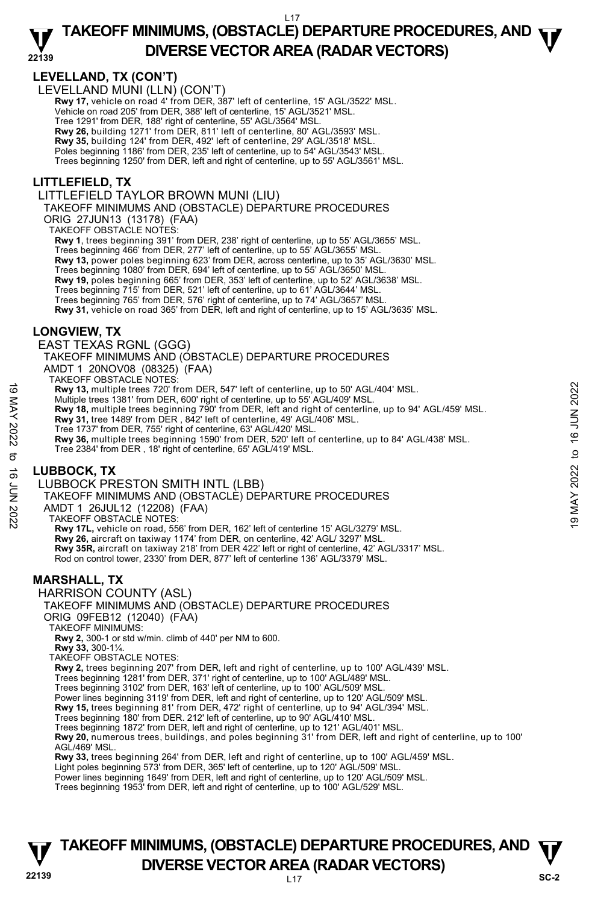## LEVELLAND, TX (CON'T)

LEVELLAND MUNI (LLN) (CON'T)

**Rwy 17,** vehicle on road 4' from DER, 387' left of centerline, 15' AGL/3522' MSL.
Vehicle on road 205' from DER, 388' left of centerline, 15' AGL/3521' MSL.
Tree 1291' from DER, 188' right of centerline, 55' AGL/3564' MSL.
**Rwy 26,** building 1271' from DER, 811' left of centerline, 80' AGL/3593' MSL.
**Rwy 35,** building 124' from DER, 492' left of centerline, 29' AGL/3518' MSL.
Poles beginning 1186' from DER, 235' left of centerline, up to 54' AGL/3543' MSL.
Trees beginning 1250' from DER, left and right of centerline, up to 55' AGL/3561' MSL.

## LITTLEFIELD, TX

LITTLEFIELD TAYLOR BROWN MUNI (LIU)
TAKEOFF MINIMUMS AND (OBSTACLE) DEPARTURE PROCEDURES
ORIG 27JUN13 (13178) (FAA)
TAKEOFF OBSTACLE NOTES:

**Rwy 1**, trees beginning 391' from DER, 238' right of centerline, up to 55' AGL/3655' MSL.
Trees beginning 466' from DER, 277' left of centerline, up to 55' AGL/3655' MSL.
**Rwy 13,** power poles beginning 623' from DER, across centerline, up to 35' AGL/3630' MSL.
Trees beginning 1080' from DER, 694' left of centerline, up to 55' AGL/3650' MSL.
**Rwy 19,** poles beginning 665' from DER, 353' left of centerline, up to 52' AGL/3638' MSL.
Trees beginning 715' from DER, 521' left of centerline, up to 61' AGL/3644' MSL.
Trees beginning 765' from DER, 576' right of centerline, up to 74' AGL/3657' MSL.
**Rwy 31,** vehicle on road 365' from DER, left and right of centerline, up to 15' AGL/3635' MSL.

## LONGVIEW, TX

EAST TEXAS RGNL (GGG)
TAKEOFF MINIMUMS AND (OBSTACLE) DEPARTURE PROCEDURES
AMDT 1 20NOV08 (08325) (FAA)
TAKEOFF OBSTACLE NOTES:

**Rwy 13,** multiple trees 720' from DER, 547' left of centerline, up to 50' AGL/404' MSL.
Multiple trees 1381' from DER, 600' right of centerline, up to 55' AGL/409' MSL.
**Rwy 18,** multiple trees beginning 790' from DER, left and right of centerline, up to 94' AGL/459' MSL.
**Rwy 31,** tree 1489' from DER , 842' left of centerline, 49' AGL/406' MSL.
Tree 1737' from DER, 755' right of centerline, 63' AGL/420' MSL.
**Rwy 36,** multiple trees beginning 1590' from DER, 520' left of centerline, up to 84' AGL/438' MSL.
Tree 2384' from DER , 18' right of centerline, 65' AGL/419' MSL.

## LUBBOCK, TX

LUBBOCK PRESTON SMITH INTL (LBB)
TAKEOFF MINIMUMS AND (OBSTACLE) DEPARTURE PROCEDURES
AMDT 1 26JUL12 (12208) (FAA)
TAKEOFF OBSTACLE NOTES:

**Rwy 17L,** vehicle on road, 556' from DER, 162' left of centerline 15' AGL/3279' MSL.
**Rwy 26,** aircraft on taxiway 1174' from DER, on centerline, 42' AGL/ 3297' MSL.
**Rwy 35R,** aircraft on taxiway 218' from DER 422' left or right of centerline, 42' AGL/3317' MSL.
Rod on control tower, 2330' from DER, 877' left of centerline 136' AGL/3379' MSL.

## MARSHALL, TX

HARRISON COUNTY (ASL)
TAKEOFF MINIMUMS AND (OBSTACLE) DEPARTURE PROCEDURES
ORIG 09FEB12 (12040) (FAA)
TAKEOFF MINIMUMS:
**Rwy 2,** 300-1 or std w/min. climb of 440' per NM to 600.
**Rwy 33,** 300-1¼.
TAKEOFF OBSTACLE NOTES:

**Rwy 2,** trees beginning 207' from DER, left and right of centerline, up to 100' AGL/439' MSL.
Trees beginning 1281' from DER, 371' right of centerline, up to 100' AGL/489' MSL.
Trees beginning 3102' from DER, 163' left of centerline, up to 100' AGL/509' MSL.
Power lines beginning 3119' from DER, left and right of centerline, up to 120' AGL/509' MSL.
**Rwy 15,** trees beginning 81' from DER, 472' right of centerline, up to 94' AGL/394' MSL.
Trees beginning 180' from DER. 212' left of centerline, up to 90' AGL/410' MSL.
Trees beginning 1872' from DER, left and right of centerline, up to 121' AGL/401' MSL.
**Rwy 20,** numerous trees, buildings, and poles beginning 31' from DER, left and right of centerline, up to 100' AGL/469' MSL.
**Rwy 33,** trees beginning 264' from DER, left and right of centerline, up to 100' AGL/459' MSL.
Light poles beginning 573' from DER, 365' left of centerline, up to 120' AGL/509' MSL.
Power lines beginning 1649' from DER, left and right of centerline, up to 120' AGL/509' MSL.
Trees beginning 1953' from DER, left and right of centerline, up to 100' AGL/529' MSL.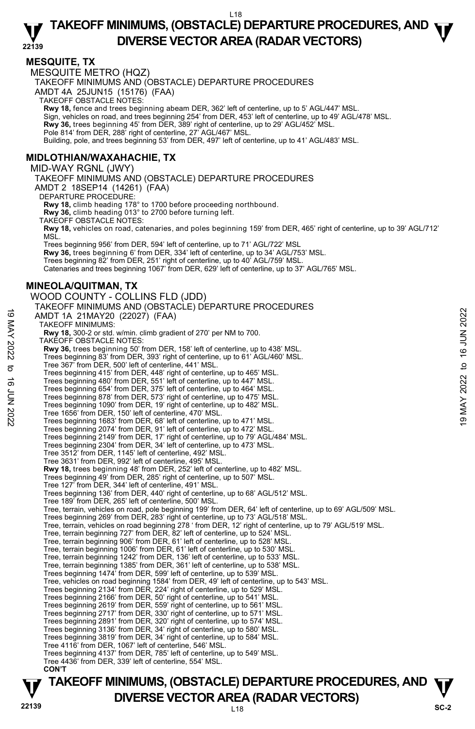## MESQUITE, TX

MESQUITE METRO (HQZ)

TAKEOFF MINIMUMS AND (OBSTACLE) DEPARTURE PROCEDURES

AMDT 4A 25JUN15 (15176) (FAA)

TAKEOFF OBSTACLE NOTES:

**Rwy 18,** fence and trees beginning abeam DER, 362' left of centerline, up to 5' AGL/447' MSL.
Sign, vehicles on road, and trees beginning 254' from DER, 453' left of centerline, up to 49' AGL/478' MSL.
**Rwy 36,** trees beginning 45' from DER, 389' right of centerline, up to 29' AGL/452' MSL.
Pole 814' from DER, 288' right of centerline, 27' AGL/467' MSL.
Building, pole, and trees beginning 53' from DER, 497' left of centerline, up to 41' AGL/483' MSL.

## MIDLOTHIAN/WAXAHACHIE, TX

MID-WAY RGNL (JWY)

TAKEOFF MINIMUMS AND (OBSTACLE) DEPARTURE PROCEDURES

AMDT 2 18SEP14 (14261) (FAA)

DEPARTURE PROCEDURE:

**Rwy 18,** climb heading 178° to 1700 before proceeding northbound.
**Rwy 36,** climb heading 013° to 2700 before turning left.

TAKEOFF OBSTACLE NOTES:

**Rwy 18,** vehicles on road, catenaries, and poles beginning 159' from DER, 465' right of centerline, up to 39' AGL/712' MSL.
Trees beginning 956' from DER, 594' left of centerline, up to 71' AGL/722' MSL
**Rwy 36,** trees beginning 6' from DER, 334' left of centerline, up to 34' AGL/753' MSL.
Trees beginning 82' from DER, 251' right of centerline, up to 40' AGL/759' MSL.
Catenaries and trees beginning 1067' from DER, 629' left of centerline, up to 37' AGL/765' MSL.

## MINEOLA/QUITMAN, TX

WOOD COUNTY - COLLINS FLD (JDD)

TAKEOFF MINIMUMS AND (OBSTACLE) DEPARTURE PROCEDURES

AMDT 1A 21MAY20 (22027) (FAA)

TAKEOFF MINIMUMS:

**Rwy 18,** 300-2 or std. w/min. climb gradient of 270' per NM to 700.

TAKEOFF OBSTACLE NOTES:

**Rwy 36,** trees beginning 50' from DER, 158' left of centerline, up to 438' MSL.
Trees beginning 83' from DER, 393' right of centerline, up to 61' AGL/460' MSL.
Tree 367' from DER, 500' left of centerline, 441' MSL.
Trees beginning 415' from DER, 448' right of centerline, up to 465' MSL.
Trees beginning 480' from DER, 551' left of centerline, up to 447' MSL.
Trees beginning 654' from DER, 375' left of centerline, up to 464' MSL.
Trees beginning 878' from DER, 573' right of centerline, up to 475' MSL.
Trees beginning 1090' from DER, 19' right of centerline, up to 482' MSL.
Tree 1656' from DER, 150' left of centerline, 470' MSL.
Trees beginning 1683' from DER, 68' left of centerline, up to 471' MSL.
Trees beginning 2074' from DER, 91' left of centerline, up to 472' MSL.
Trees beginning 2149' from DER, 17' right of centerline, up to 79' AGL/484' MSL.
Trees beginning 2304' from DER, 34' left of centerline, up to 473' MSL.
Tree 3512' from DER, 1145' left of centerline, 492' MSL.
Tree 3631' from DER, 992' left of centerline, 495' MSL.
**Rwy 18,** trees beginning 48' from DER, 252' left of centerline, up to 482' MSL.
Trees beginning 49' from DER, 285' right of centerline, up to 507' MSL.
Tree 127' from DER, 344' left of centerline, 491' MSL.
Trees beginning 136' from DER, 440' right of centerline, up to 68' AGL/512' MSL.
Tree 189' from DER, 265' left of centerline, 500' MSL.
Tree, terrain, vehicles on road, pole beginning 199' from DER, 64' left of centerline, up to 69' AGL/509' MSL.
Trees beginning 269' from DER, 283' right of centerline, up to 73' AGL/518' MSL.
Tree, terrain, vehicles on road beginning 278 ' from DER, 12' right of centerline, up to 79' AGL/519' MSL.
Tree, terrain beginning 727' from DER, 82' left of centerline, up to 524' MSL.
Tree, terrain beginning 906' from DER, 61' left of centerline, up to 528' MSL.
Tree, terrain beginning 1006' from DER, 61' left of centerline, up to 530' MSL.
Tree, terrain beginning 1242' from DER, 136' left of centerline, up to 533' MSL.
Tree, terrain beginning 1385' from DER, 361' left of centerline, up to 538' MSL.
Trees beginning 1474' from DER, 599' left of centerline, up to 539' MSL.
Tree, vehicles on road beginning 1584' from DER, 49' left of centerline, up to 543' MSL.
Trees beginning 2134' from DER, 224' right of centerline, up to 529' MSL.
Trees beginning 2166' from DER, 50' right of centerline, up to 541' MSL.
Trees beginning 2619' from DER, 559' right of centerline, up to 561' MSL.
Trees beginning 2717' from DER, 330' right of centerline, up to 571' MSL.
Trees beginning 2891' from DER, 320' right of centerline, up to 574' MSL.
Trees beginning 3136' from DER, 34' right of centerline, up to 580' MSL.
Trees beginning 3819' from DER, 34' right of centerline, up to 584' MSL.
Tree 4116' from DER, 1067' left of centerline, 546' MSL.
Trees beginning 4137' from DER, 785' left of centerline, up to 549' MSL.
Tree 4436' from DER, 339' left of centerline, 554' MSL.

**CON'T**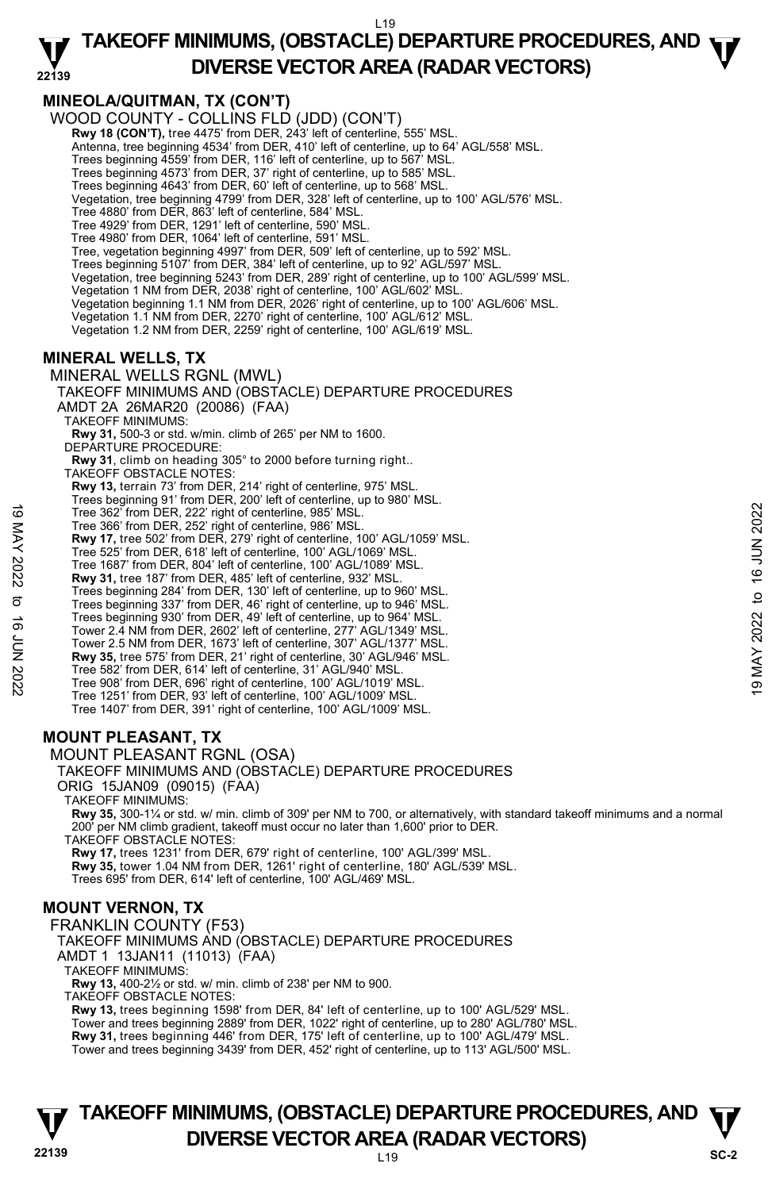## MINEOLA/QUITMAN, TX (CON'T)

WOOD COUNTY - COLLINS FLD (JDD) (CON'T)

**Rwy 18 (CON'T),** tree 4475' from DER, 243' left of centerline, 555' MSL.
Antenna, tree beginning 4534' from DER, 410' left of centerline, up to 64' AGL/558' MSL.
Trees beginning 4559' from DER, 116' left of centerline, up to 567' MSL.
Trees beginning 4573' from DER, 37' right of centerline, up to 585' MSL.
Trees beginning 4643' from DER, 60' left of centerline, up to 568' MSL.
Vegetation, tree beginning 4799' from DER, 328' left of centerline, up to 100' AGL/576' MSL.
Tree 4880' from DER, 863' left of centerline, 584' MSL.
Tree 4929' from DER, 1291' left of centerline, 590' MSL.
Tree 4980' from DER, 1064' left of centerline, 591' MSL.
Tree, vegetation beginning 4997' from DER, 509' left of centerline, up to 592' MSL.
Trees beginning 5107' from DER, 384' left of centerline, up to 92' AGL/597' MSL.
Vegetation, tree beginning 5243' from DER, 289' right of centerline, up to 100' AGL/599' MSL.
Vegetation 1 NM from DER, 2038' right of centerline, 100' AGL/602' MSL.
Vegetation beginning 1.1 NM from DER, 2026' right of centerline, up to 100' AGL/606' MSL.
Vegetation 1.1 NM from DER, 2270' right of centerline, 100' AGL/612' MSL.
Vegetation 1.2 NM from DER, 2259' right of centerline, 100' AGL/619' MSL.

## MINERAL WELLS, TX

MINERAL WELLS RGNL (MWL)
TAKEOFF MINIMUMS AND (OBSTACLE) DEPARTURE PROCEDURES
AMDT 2A 26MAR20 (20086) (FAA)

TAKEOFF MINIMUMS:
**Rwy 31,** 500-3 or std. w/min. climb of 265' per NM to 1600.

DEPARTURE PROCEDURE:
**Rwy 31**, climb on heading 305° to 2000 before turning right..

TAKEOFF OBSTACLE NOTES:
**Rwy 13,** terrain 73' from DER, 214' right of centerline, 975' MSL.
Trees beginning 91' from DER, 200' left of centerline, up to 980' MSL.
Tree 362' from DER, 222' right of centerline, 985' MSL.
Tree 366' from DER, 252' right of centerline, 986' MSL.
**Rwy 17,** tree 502' from DER, 279' right of centerline, 100' AGL/1059' MSL.
Tree 525' from DER, 618' left of centerline, 100' AGL/1069' MSL.
Tree 1687' from DER, 804' left of centerline, 100' AGL/1089' MSL.
**Rwy 31,** tree 187' from DER, 485' left of centerline, 932' MSL.
Trees beginning 284' from DER, 130' left of centerline, up to 960' MSL.
Trees beginning 337' from DER, 46' right of centerline, up to 946' MSL.
Trees beginning 930' from DER, 49' left of centerline, up to 964' MSL.
Tower 2.4 NM from DER, 2602' left of centerline, 277' AGL/1349' MSL.
Tower 2.5 NM from DER, 1673' left of centerline, 307' AGL/1377' MSL.
**Rwy 35,** tree 575' from DER, 21' right of centerline, 30' AGL/946' MSL.
Tree 582' from DER, 614' left of centerline, 31' AGL/940' MSL.
Tree 908' from DER, 696' right of centerline, 100' AGL/1019' MSL.
Tree 1251' from DER, 93' left of centerline, 100' AGL/1009' MSL.
Tree 1407' from DER, 391' right of centerline, 100' AGL/1009' MSL.

## MOUNT PLEASANT, TX

MOUNT PLEASANT RGNL (OSA)
TAKEOFF MINIMUMS AND (OBSTACLE) DEPARTURE PROCEDURES
ORIG 15JAN09 (09015) (FAA)

TAKEOFF MINIMUMS:
**Rwy 35,** 300-1¼ or std. w/ min. climb of 309' per NM to 700, or alternatively, with standard takeoff minimums and a normal 200' per NM climb gradient, takeoff must occur no later than 1,600' prior to DER.

TAKEOFF OBSTACLE NOTES:
**Rwy 17,** trees 1231' from DER, 679' right of centerline, 100' AGL/399' MSL.
**Rwy 35,** tower 1.04 NM from DER, 1261' right of centerline, 180' AGL/539' MSL.
Trees 695' from DER, 614' left of centerline, 100' AGL/469' MSL.

## MOUNT VERNON, TX

FRANKLIN COUNTY (F53)
TAKEOFF MINIMUMS AND (OBSTACLE) DEPARTURE PROCEDURES
AMDT 1 13JAN11 (11013) (FAA)

TAKEOFF MINIMUMS:
**Rwy 13,** 400-2½ or std. w/ min. climb of 238' per NM to 900.

TAKEOFF OBSTACLE NOTES:
**Rwy 13,** trees beginning 1598' from DER, 84' left of centerline, up to 100' AGL/529' MSL.
Tower and trees beginning 2889' from DER, 1022' right of centerline, up to 280' AGL/780' MSL.
**Rwy 31,** trees beginning 446' from DER, 175' left of centerline, up to 100' AGL/479' MSL.
Tower and trees beginning 3439' from DER, 452' right of centerline, up to 113' AGL/500' MSL.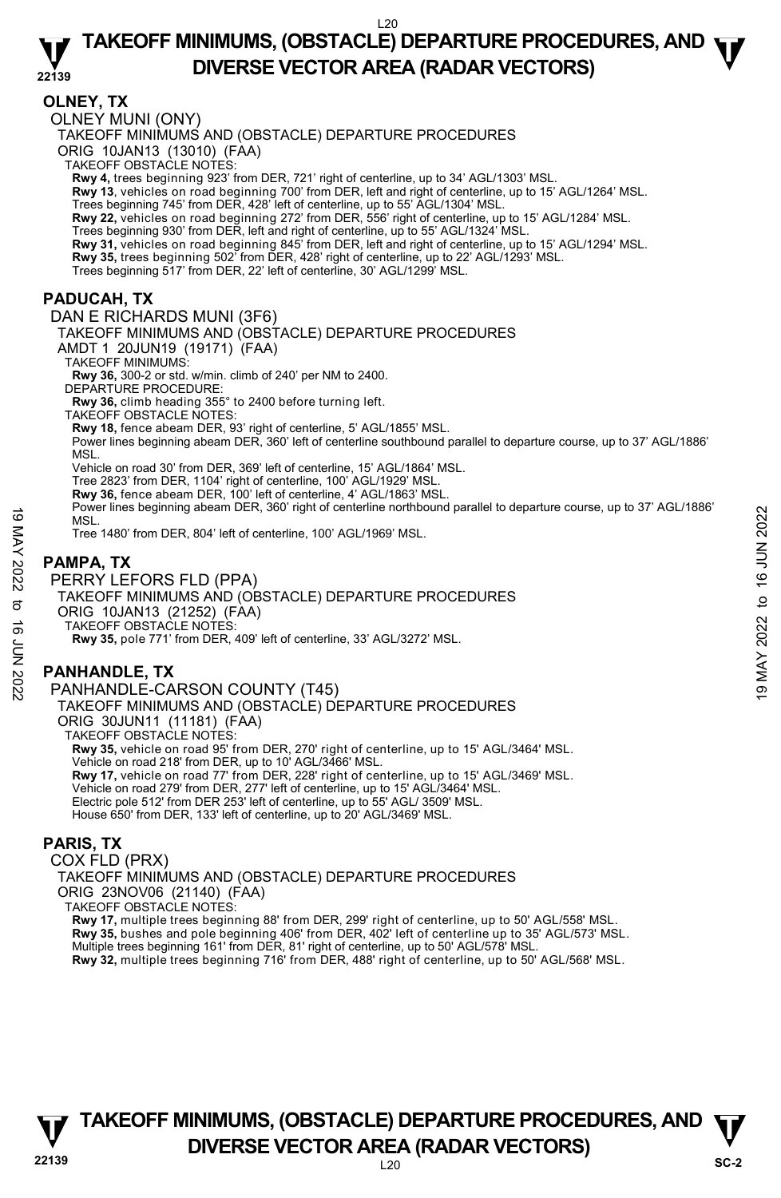## OLNEY, TX

OLNEY MUNI (ONY)

TAKEOFF MINIMUMS AND (OBSTACLE) DEPARTURE PROCEDURES

ORIG 10JAN13 (13010) (FAA)

TAKEOFF OBSTACLE NOTES:

**Rwy 4,** trees beginning 923' from DER, 721' right of centerline, up to 34' AGL/1303' MSL.

**Rwy 13**, vehicles on road beginning 700' from DER, left and right of centerline, up to 15' AGL/1264' MSL.

Trees beginning 745' from DER, 428' left of centerline, up to 55' AGL/1304' MSL.

**Rwy 22,** vehicles on road beginning 272' from DER, 556' right of centerline, up to 15' AGL/1284' MSL.

Trees beginning 930' from DER, left and right of centerline, up to 55' AGL/1324' MSL.

**Rwy 31,** vehicles on road beginning 845' from DER, left and right of centerline, up to 15' AGL/1294' MSL.

**Rwy 35,** trees beginning 502' from DER, 428' right of centerline, up to 22' AGL/1293' MSL.

Trees beginning 517' from DER, 22' left of centerline, 30' AGL/1299' MSL.

## PADUCAH, TX

DAN E RICHARDS MUNI (3F6)

TAKEOFF MINIMUMS AND (OBSTACLE) DEPARTURE PROCEDURES

AMDT 1 20JUN19 (19171) (FAA)

TAKEOFF MINIMUMS:

**Rwy 36,** 300-2 or std. w/min. climb of 240' per NM to 2400.

DEPARTURE PROCEDURE:

**Rwy 36,** climb heading 355° to 2400 before turning left.

TAKEOFF OBSTACLE NOTES:

**Rwy 18,** fence abeam DER, 93' right of centerline, 5' AGL/1855' MSL.

Power lines beginning abeam DER, 360' left of centerline southbound parallel to departure course, up to 37' AGL/1886' MSL.

Vehicle on road 30' from DER, 369' left of centerline, 15' AGL/1864' MSL.

Tree 2823' from DER, 1104' right of centerline, 100' AGL/1929' MSL.

**Rwy 36,** fence abeam DER, 100' left of centerline, 4' AGL/1863' MSL.

Power lines beginning abeam DER, 360' right of centerline northbound parallel to departure course, up to 37' AGL/1886' MSL.

Tree 1480' from DER, 804' left of centerline, 100' AGL/1969' MSL.

## PAMPA, TX

PERRY LEFORS FLD (PPA)

TAKEOFF MINIMUMS AND (OBSTACLE) DEPARTURE PROCEDURES

ORIG 10JAN13 (21252) (FAA)

TAKEOFF OBSTACLE NOTES:

**Rwy 35,** pole 771' from DER, 409' left of centerline, 33' AGL/3272' MSL.

## PANHANDLE, TX

PANHANDLE-CARSON COUNTY (T45)

TAKEOFF MINIMUMS AND (OBSTACLE) DEPARTURE PROCEDURES

ORIG 30JUN11 (11181) (FAA)

TAKEOFF OBSTACLE NOTES:

**Rwy 35,** vehicle on road 95' from DER, 270' right of centerline, up to 15' AGL/3464' MSL.

Vehicle on road 218' from DER, up to 10' AGL/3466' MSL.

**Rwy 17,** vehicle on road 77' from DER, 228' right of centerline, up to 15' AGL/3469' MSL.

Vehicle on road 279' from DER, 277' left of centerline, up to 15' AGL/3464' MSL.

Electric pole 512' from DER 253' left of centerline, up to 55' AGL/ 3509' MSL.

House 650' from DER, 133' left of centerline, up to 20' AGL/3469' MSL.

## PARIS, TX

COX FLD (PRX)

TAKEOFF MINIMUMS AND (OBSTACLE) DEPARTURE PROCEDURES

ORIG 23NOV06 (21140) (FAA)

TAKEOFF OBSTACLE NOTES:

**Rwy 17,** multiple trees beginning 88' from DER, 299' right of centerline, up to 50' AGL/558' MSL.

**Rwy 35,** bushes and pole beginning 406' from DER, 402' left of centerline up to 35' AGL/573' MSL.

Multiple trees beginning 161' from DER, 81' right of centerline, up to 50' AGL/578' MSL.

**Rwy 32,** multiple trees beginning 716' from DER, 488' right of centerline, up to 50' AGL/568' MSL.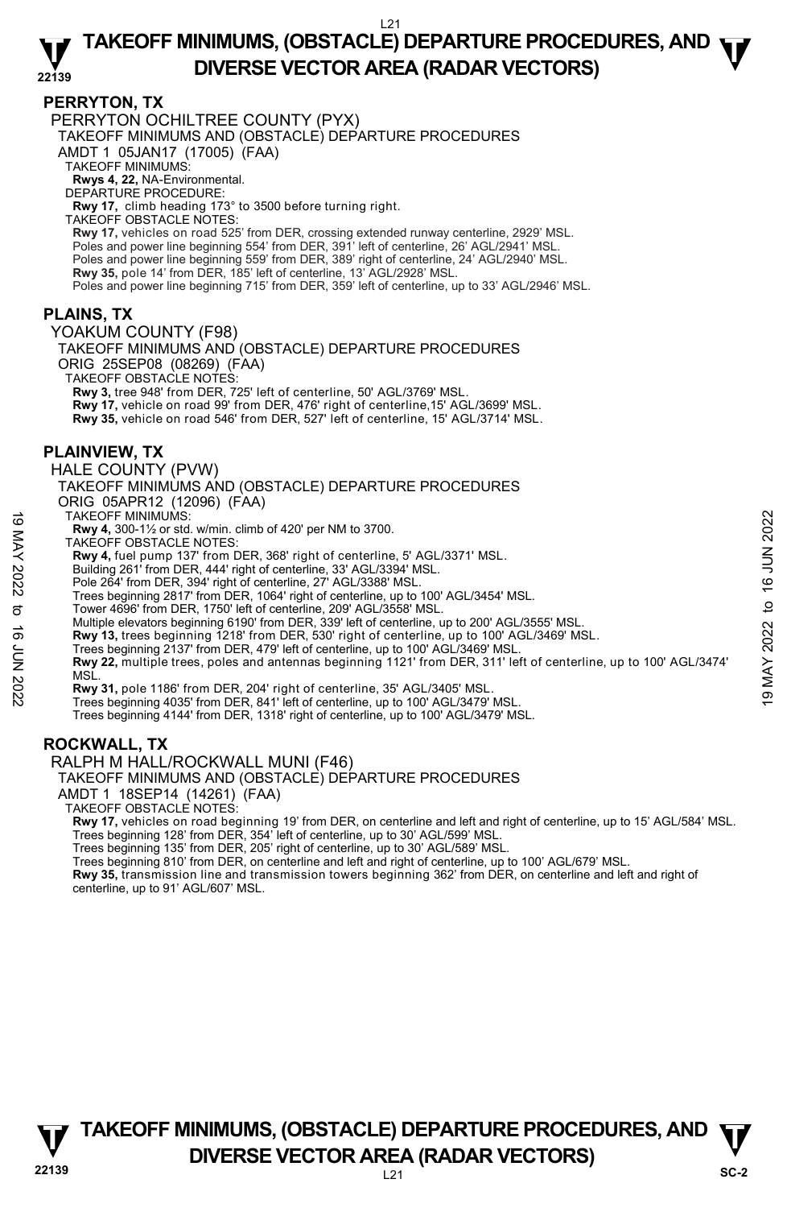## PERRYTON, TX

PERRYTON OCHILTREE COUNTY (PYX)

TAKEOFF MINIMUMS AND (OBSTACLE) DEPARTURE PROCEDURES

AMDT 1 05JAN17 (17005) (FAA)

TAKEOFF MINIMUMS:

**Rwys 4, 22,** NA-Environmental.

DEPARTURE PROCEDURE:

**Rwy 17,** climb heading 173° to 3500 before turning right.

TAKEOFF OBSTACLE NOTES:

**Rwy 17,** vehicles on road 525' from DER, crossing extended runway centerline, 2929' MSL.
Poles and power line beginning 554' from DER, 391' left of centerline, 26' AGL/2941' MSL.
Poles and power line beginning 559' from DER, 389' right of centerline, 24' AGL/2940' MSL.
**Rwy 35,** pole 14' from DER, 185' left of centerline, 13' AGL/2928' MSL.
Poles and power line beginning 715' from DER, 359' left of centerline, up to 33' AGL/2946' MSL.

## PLAINS, TX

YOAKUM COUNTY (F98)

TAKEOFF MINIMUMS AND (OBSTACLE) DEPARTURE PROCEDURES

ORIG 25SEP08 (08269) (FAA)

TAKEOFF OBSTACLE NOTES:

**Rwy 3,** tree 948' from DER, 725' left of centerline, 50' AGL/3769' MSL.
**Rwy 17,** vehicle on road 99' from DER, 476' right of centerline,15' AGL/3699' MSL.
**Rwy 35,** vehicle on road 546' from DER, 527' left of centerline, 15' AGL/3714' MSL.

## PLAINVIEW, TX

HALE COUNTY (PVW)

TAKEOFF MINIMUMS AND (OBSTACLE) DEPARTURE PROCEDURES

ORIG 05APR12 (12096) (FAA)

TAKEOFF MINIMUMS:

**Rwy 4,** 300-1½ or std. w/min. climb of 420' per NM to 3700.

TAKEOFF OBSTACLE NOTES:

**Rwy 4,** fuel pump 137' from DER, 368' right of centerline, 5' AGL/3371' MSL.
Building 261' from DER, 444' right of centerline, 33' AGL/3394' MSL.
Pole 264' from DER, 394' right of centerline, 27' AGL/3388' MSL.
Trees beginning 2817' from DER, 1064' right of centerline, up to 100' AGL/3454' MSL.
Tower 4696' from DER, 1750' left of centerline, 209' AGL/3558' MSL.
Multiple elevators beginning 6190' from DER, 339' left of centerline, up to 200' AGL/3555' MSL.
**Rwy 13,** trees beginning 1218' from DER, 530' right of centerline, up to 100' AGL/3469' MSL.
Trees beginning 2137' from DER, 479' left of centerline, up to 100' AGL/3469' MSL.
**Rwy 22,** multiple trees, poles and antennas beginning 1121' from DER, 311' left of centerline, up to 100' AGL/3474' MSL.
**Rwy 31,** pole 1186' from DER, 204' right of centerline, 35' AGL/3405' MSL.
Trees beginning 4035' from DER, 841' left of centerline, up to 100' AGL/3479' MSL.
Trees beginning 4144' from DER, 1318' right of centerline, up to 100' AGL/3479' MSL.

## ROCKWALL, TX

RALPH M HALL/ROCKWALL MUNI (F46)

TAKEOFF MINIMUMS AND (OBSTACLE) DEPARTURE PROCEDURES

AMDT 1 18SEP14 (14261) (FAA)

TAKEOFF OBSTACLE NOTES:

**Rwy 17,** vehicles on road beginning 19' from DER, on centerline and left and right of centerline, up to 15' AGL/584' MSL.
Trees beginning 128' from DER, 354' left of centerline, up to 30' AGL/599' MSL.
Trees beginning 135' from DER, 205' right of centerline, up to 30' AGL/589' MSL.
Trees beginning 810' from DER, on centerline and left and right of centerline, up to 100' AGL/679' MSL.
**Rwy 35,** transmission line and transmission towers beginning 362' from DER, on centerline and left and right of centerline, up to 91' AGL/607' MSL.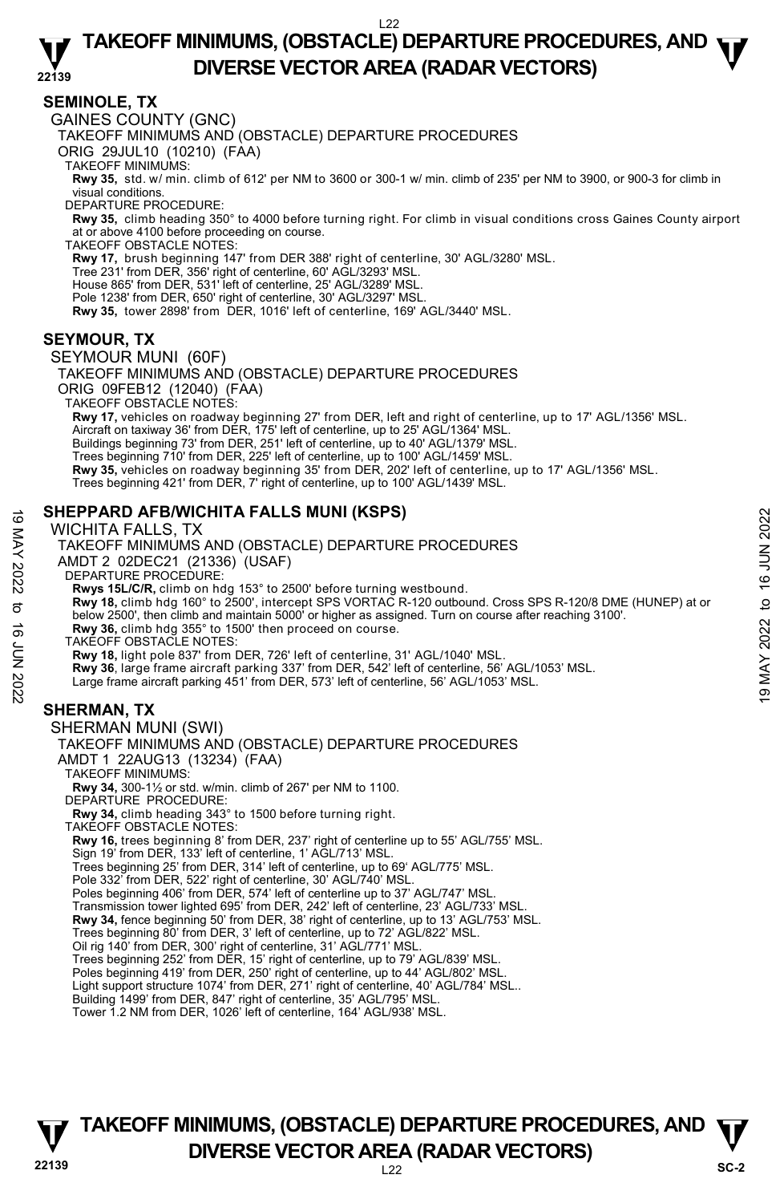## SEMINOLE, TX

GAINES COUNTY (GNC)

TAKEOFF MINIMUMS AND (OBSTACLE) DEPARTURE PROCEDURES

ORIG 29JUL10 (10210) (FAA)

TAKEOFF MINIMUMS:

**Rwy 35,** std. w/ min. climb of 612' per NM to 3600 or 300-1 w/ min. climb of 235' per NM to 3900, or 900-3 for climb in visual conditions.

DEPARTURE PROCEDURE:

**Rwy 35,** climb heading 350° to 4000 before turning right. For climb in visual conditions cross Gaines County airport at or above 4100 before proceeding on course.

TAKEOFF OBSTACLE NOTES:

**Rwy 17,** brush beginning 147' from DER 388' right of centerline, 30' AGL/3280' MSL.
Tree 231' from DER, 356' right of centerline, 60' AGL/3293' MSL.
House 865' from DER, 531' left of centerline, 25' AGL/3289' MSL.
Pole 1238' from DER, 650' right of centerline, 30' AGL/3297' MSL.
**Rwy 35,** tower 2898' from DER, 1016' left of centerline, 169' AGL/3440' MSL.

## SEYMOUR, TX

SEYMOUR MUNI (60F)

TAKEOFF MINIMUMS AND (OBSTACLE) DEPARTURE PROCEDURES

ORIG 09FEB12 (12040) (FAA)

TAKEOFF OBSTACLE NOTES:

**Rwy 17,** vehicles on roadway beginning 27' from DER, left and right of centerline, up to 17' AGL/1356' MSL.
Aircraft on taxiway 36' from DER, 175' left of centerline, up to 25' AGL/1364' MSL.
Buildings beginning 73' from DER, 251' left of centerline, up to 40' AGL/1379' MSL.
Trees beginning 710' from DER, 225' left of centerline, up to 100' AGL/1459' MSL.
**Rwy 35,** vehicles on roadway beginning 35' from DER, 202' left of centerline, up to 17' AGL/1356' MSL.
Trees beginning 421' from DER, 7' right of centerline, up to 100' AGL/1439' MSL.

## SHEPPARD AFB/WICHITA FALLS MUNI (KSPS)

WICHITA FALLS, TX

TAKEOFF MINIMUMS AND (OBSTACLE) DEPARTURE PROCEDURES

AMDT 2 02DEC21 (21336) (USAF)

DEPARTURE PROCEDURE:

**Rwys 15L/C/R,** climb on hdg 153° to 2500' before turning westbound.
**Rwy 18,** climb hdg 160° to 2500', intercept SPS VORTAC R-120 outbound. Cross SPS R-120/8 DME (HUNEP) at or below 2500', then climb and maintain 5000' or higher as assigned. Turn on course after reaching 3100'.
**Rwy 36,** climb hdg 355° to 1500' then proceed on course.

TAKEOFF OBSTACLE NOTES:

**Rwy 18,** light pole 837' from DER, 726' left of centerline, 31' AGL/1040' MSL.
**Rwy 36**, large frame aircraft parking 337' from DER, 542' left of centerline, 56' AGL/1053' MSL.
Large frame aircraft parking 451' from DER, 573' left of centerline, 56' AGL/1053' MSL.

## SHERMAN, TX

SHERMAN MUNI (SWI)

TAKEOFF MINIMUMS AND (OBSTACLE) DEPARTURE PROCEDURES

AMDT 1 22AUG13 (13234) (FAA)

TAKEOFF MINIMUMS:

**Rwy 34,** 300-1½ or std. w/min. climb of 267' per NM to 1100.

DEPARTURE PROCEDURE:

**Rwy 34,** climb heading 343° to 1500 before turning right.

TAKEOFF OBSTACLE NOTES:

**Rwy 16,** trees beginning 8' from DER, 237' right of centerline up to 55' AGL/755' MSL.
Sign 19' from DER, 133' left of centerline, 1' AGL/713' MSL.
Trees beginning 25' from DER, 314' left of centerline, up to 69' AGL/775' MSL.
Pole 332' from DER, 522' right of centerline, 30' AGL/740' MSL.
Poles beginning 406' from DER, 574' left of centerline up to 37' AGL/747' MSL.
Transmission tower lighted 695' from DER, 242' left of centerline, 23' AGL/733' MSL.
**Rwy 34,** fence beginning 50' from DER, 38' right of centerline, up to 13' AGL/753' MSL.
Trees beginning 80' from DER, 3' left of centerline, up to 72' AGL/822' MSL.
Oil rig 140' from DER, 300' right of centerline, 31' AGL/771' MSL.
Trees beginning 252' from DER, 15' right of centerline, up to 79' AGL/839' MSL.
Poles beginning 419' from DER, 250' right of centerline, up to 44' AGL/802' MSL.
Light support structure 1074' from DER, 271' right of centerline, 40' AGL/784' MSL..
Building 1499' from DER, 847' right of centerline, 35' AGL/795' MSL.
Tower 1.2 NM from DER, 1026' left of centerline, 164' AGL/938' MSL.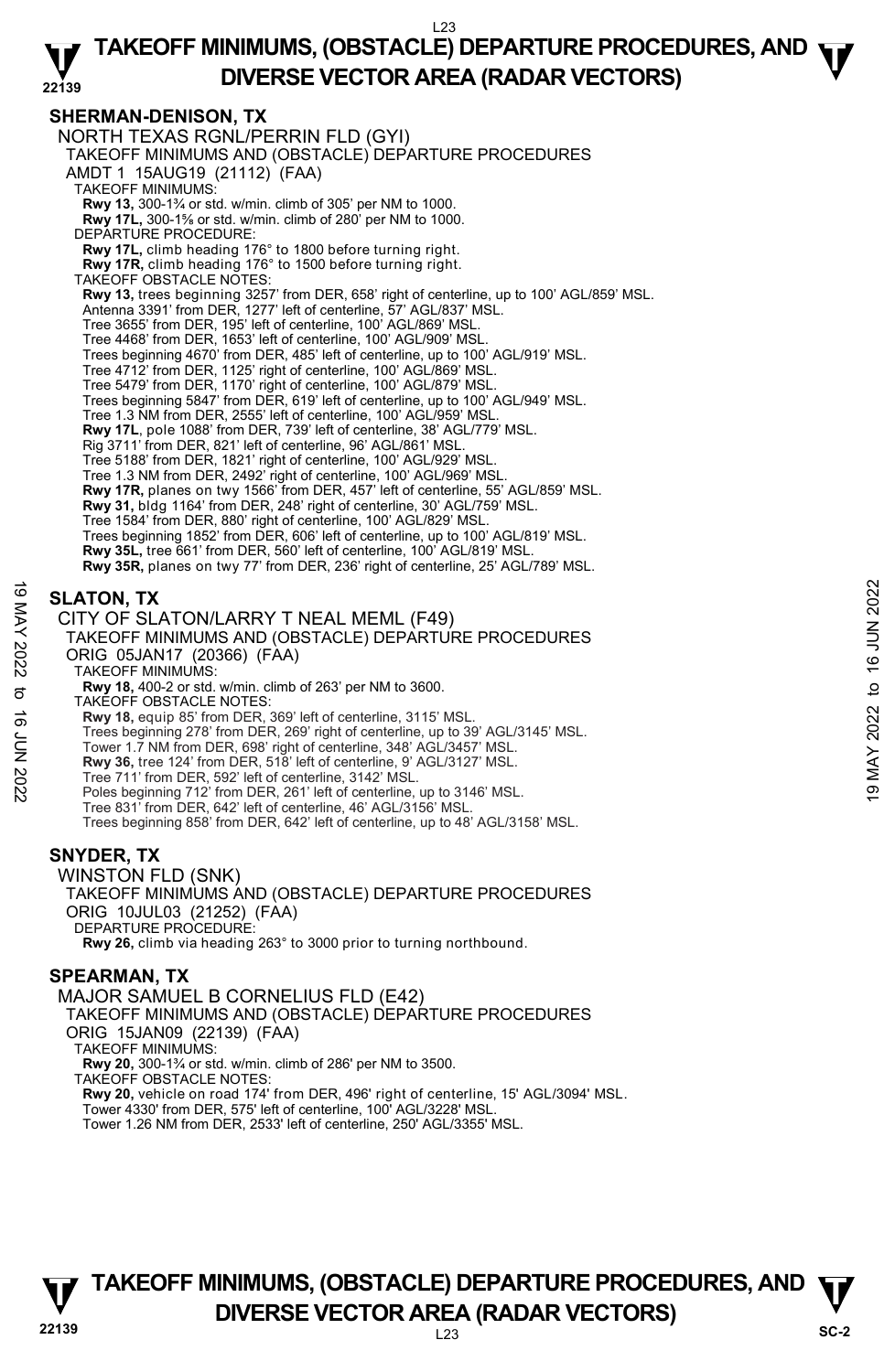## SHERMAN-DENISON, TX

NORTH TEXAS RGNL/PERRIN FLD (GYI)
TAKEOFF MINIMUMS AND (OBSTACLE) DEPARTURE PROCEDURES
AMDT 1 15AUG19 (21112) (FAA)

TAKEOFF MINIMUMS:
**Rwy 13,** 300-1¾ or std. w/min. climb of 305' per NM to 1000.
**Rwy 17L,** 300-1⅝ or std. w/min. climb of 280' per NM to 1000.

DEPARTURE PROCEDURE:
**Rwy 17L,** climb heading 176° to 1800 before turning right.
**Rwy 17R,** climb heading 176° to 1500 before turning right.

TAKEOFF OBSTACLE NOTES:
**Rwy 13,** trees beginning 3257' from DER, 658' right of centerline, up to 100' AGL/859' MSL.
Antenna 3391' from DER, 1277' left of centerline, 57' AGL/837' MSL.
Tree 3655' from DER, 195' left of centerline, 100' AGL/869' MSL.
Tree 4468' from DER, 1653' left of centerline, 100' AGL/909' MSL.
Trees beginning 4670' from DER, 485' left of centerline, up to 100' AGL/919' MSL.
Tree 4712' from DER, 1125' right of centerline, 100' AGL/869' MSL.
Tree 5479' from DER, 1170' right of centerline, 100' AGL/879' MSL.
Trees beginning 5847' from DER, 619' left of centerline, up to 100' AGL/949' MSL.
Tree 1.3 NM from DER, 2555' left of centerline, 100' AGL/959' MSL.
**Rwy 17L,** pole 1088' from DER, 739' left of centerline, 38' AGL/779' MSL.
Rig 3711' from DER, 821' left of centerline, 96' AGL/861' MSL.
Tree 5188' from DER, 1821' right of centerline, 100' AGL/929' MSL.
Tree 1.3 NM from DER, 2492' right of centerline, 100' AGL/969' MSL.
**Rwy 17R,** planes on twy 1566' from DER, 457' left of centerline, 55' AGL/859' MSL.
**Rwy 31,** bldg 1164' from DER, 248' right of centerline, 30' AGL/759' MSL.
Tree 1584' from DER, 880' right of centerline, 100' AGL/829' MSL.
Trees beginning 1852' from DER, 606' left of centerline, up to 100' AGL/819' MSL.
**Rwy 35L,** tree 661' from DER, 560' left of centerline, 100' AGL/819' MSL.
**Rwy 35R,** planes on twy 77' from DER, 236' right of centerline, 25' AGL/789' MSL.

## SLATON, TX

CITY OF SLATON/LARRY T NEAL MEML (F49)
TAKEOFF MINIMUMS AND (OBSTACLE) DEPARTURE PROCEDURES
ORIG 05JAN17 (20366) (FAA)

TAKEOFF MINIMUMS:
**Rwy 18,** 400-2 or std. w/min. climb of 263' per NM to 3600.

TAKEOFF OBSTACLE NOTES:
**Rwy 18,** equip 85' from DER, 369' left of centerline, 3115' MSL.
Trees beginning 278' from DER, 269' right of centerline, up to 39' AGL/3145' MSL.
Tower 1.7 NM from DER, 698' right of centerline, 348' AGL/3457' MSL.
**Rwy 36,** tree 124' from DER, 518' left of centerline, 9' AGL/3127' MSL.
Tree 711' from DER, 592' left of centerline, 3142' MSL.
Poles beginning 712' from DER, 261' left of centerline, up to 3146' MSL.
Tree 831' from DER, 642' left of centerline, 46' AGL/3156' MSL.
Trees beginning 858' from DER, 642' left of centerline, up to 48' AGL/3158' MSL.

## SNYDER, TX

WINSTON FLD (SNK)
TAKEOFF MINIMUMS AND (OBSTACLE) DEPARTURE PROCEDURES
ORIG 10JUL03 (21252) (FAA)

DEPARTURE PROCEDURE:
**Rwy 26,** climb via heading 263° to 3000 prior to turning northbound.

## SPEARMAN, TX

MAJOR SAMUEL B CORNELIUS FLD (E42)
TAKEOFF MINIMUMS AND (OBSTACLE) DEPARTURE PROCEDURES
ORIG 15JAN09 (22139) (FAA)

TAKEOFF MINIMUMS:
**Rwy 20,** 300-1¾ or std. w/min. climb of 286' per NM to 3500.

TAKEOFF OBSTACLE NOTES:
**Rwy 20,** vehicle on road 174' from DER, 496' right of centerline, 15' AGL/3094' MSL.
Tower 4330' from DER, 575' left of centerline, 100' AGL/3228' MSL.
Tower 1.26 NM from DER, 2533' left of centerline, 250' AGL/3355' MSL.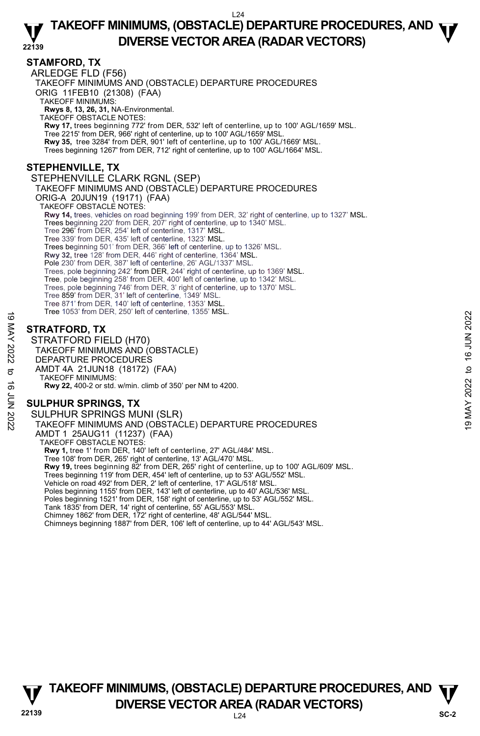## STAMFORD, TX

ARLEDGE FLD (F56)

TAKEOFF MINIMUMS AND (OBSTACLE) DEPARTURE PROCEDURES

ORIG 11FEB10 (21308) (FAA)

TAKEOFF MINIMUMS:

**Rwys 8, 13, 26, 31,** NA-Environmental.

TAKEOFF OBSTACLE NOTES:

**Rwy 17,** trees beginning 772' from DER, 532' left of centerline, up to 100' AGL/1659' MSL.
Tree 2215' from DER, 966' right of centerline, up to 100' AGL/1659' MSL.

**Rwy 35,** tree 3284' from DER, 901' left of centerline, up to 100' AGL/1669' MSL.
Trees beginning 1267' from DER, 712' right of centerline, up to 100' AGL/1664' MSL.

## STEPHENVILLE, TX

STEPHENVILLE CLARK RGNL (SEP)

TAKEOFF MINIMUMS AND (OBSTACLE) DEPARTURE PROCEDURES

ORIG-A 20JUN19 (19171) (FAA)

TAKEOFF OBSTACLE NOTES:

**Rwy 14,** trees, vehicles on road beginning 199' from DER, 32' right of centerline, up to 1327' MSL.
Trees beginning 220' from DER, 207' right of centerline, up to 1340' MSL.
Tree 296' from DER, 254' left of centerline, 1317' MSL.
Tree 339' from DER, 435' left of centerline, 1323' MSL.
Trees beginning 501' from DER, 366' left of centerline, up to 1326' MSL.

**Rwy 32,** tree 128' from DER, 446' right of centerline, 1364' MSL.
Pole 230' from DER, 387' left of centerline, 26' AGL/1337' MSL.
Trees, pole beginning 242' from DER, 244' right of centerline, up to 1369' MSL.
Tree, pole beginning 258' from DER, 400' left of centerline, up to 1342' MSL.
Trees, pole beginning 746' from DER, 3' right of centerline, up to 1370' MSL.
Tree 859' from DER, 31' left of centerline, 1349' MSL.
Tree 871' from DER, 140' left of centerline, 1353' MSL.
Tree 1053' from DER, 250' left of centerline, 1355' MSL.

## STRATFORD, TX

STRATFORD FIELD (H70)

TAKEOFF MINIMUMS AND (OBSTACLE) DEPARTURE PROCEDURES

AMDT 4A 21JUN18 (18172) (FAA)

TAKEOFF MINIMUMS:

**Rwy 22,** 400-2 or std. w/min. climb of 350' per NM to 4200.

## SULPHUR SPRINGS, TX

SULPHUR SPRINGS MUNI (SLR)

TAKEOFF MINIMUMS AND (OBSTACLE) DEPARTURE PROCEDURES

AMDT 1 25AUG11 (11237) (FAA)

TAKEOFF OBSTACLE NOTES:

**Rwy 1,** tree 1' from DER, 140' left of centerline, 27' AGL/484' MSL.
Tree 108' from DER, 265' right of centerline, 13' AGL/470' MSL.

**Rwy 19,** trees beginning 82' from DER, 265' right of centerline, up to 100' AGL/609' MSL.
Trees beginning 119' from DER, 454' left of centerline, up to 53' AGL/552' MSL.
Vehicle on road 492' from DER, 2' left of centerline, 17' AGL/518' MSL.
Poles beginning 1155' from DER, 143' left of centerline, up to 40' AGL/536' MSL.
Poles beginning 1521' from DER, 158' right of centerline, up to 53' AGL/552' MSL.
Tank 1835' from DER, 14' right of centerline, 55' AGL/553' MSL.
Chimney 1862' from DER, 172' right of centerline, 48' AGL/544' MSL.
Chimneys beginning 1887' from DER, 106' left of centerline, up to 44' AGL/543' MSL.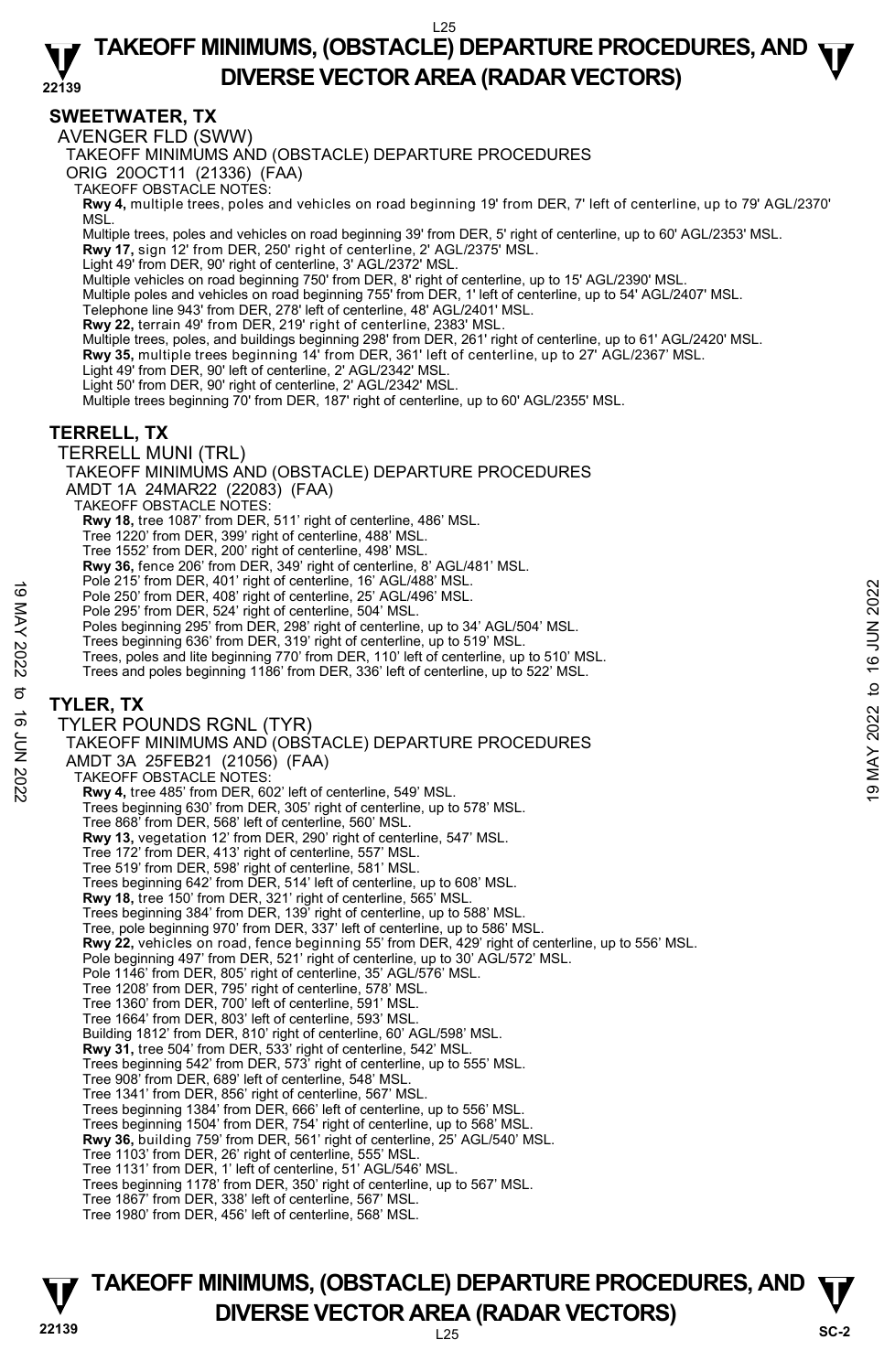## SWEETWATER, TX

AVENGER FLD (SWW)

TAKEOFF MINIMUMS AND (OBSTACLE) DEPARTURE PROCEDURES

ORIG 20OCT11 (21336) (FAA)

TAKEOFF OBSTACLE NOTES:

**Rwy 4,** multiple trees, poles and vehicles on road beginning 19' from DER, 7' left of centerline, up to 79' AGL/2370' MSL.

Multiple trees, poles and vehicles on road beginning 39' from DER, 5' right of centerline, up to 60' AGL/2353' MSL.

**Rwy 17,** sign 12' from DER, 250' right of centerline, 2' AGL/2375' MSL.

Light 49' from DER, 90' right of centerline, 3' AGL/2372' MSL.

Multiple vehicles on road beginning 750' from DER, 8' right of centerline, up to 15' AGL/2390' MSL.

Multiple poles and vehicles on road beginning 755' from DER, 1' left of centerline, up to 54' AGL/2407' MSL.

Telephone line 943' from DER, 278' left of centerline, 48' AGL/2401' MSL.

**Rwy 22,** terrain 49' from DER, 219' right of centerline, 2383' MSL.

Multiple trees, poles, and buildings beginning 298' from DER, 261' right of centerline, up to 61' AGL/2420' MSL.

**Rwy 35,** multiple trees beginning 14' from DER, 361' left of centerline, up to 27' AGL/2367' MSL.

Light 49' from DER, 90' left of centerline, 2' AGL/2342' MSL.

Light 50' from DER, 90' right of centerline, 2' AGL/2342' MSL.

Multiple trees beginning 70' from DER, 187' right of centerline, up to 60' AGL/2355' MSL.

## TERRELL, TX

TERRELL MUNI (TRL)

TAKEOFF MINIMUMS AND (OBSTACLE) DEPARTURE PROCEDURES

AMDT 1A 24MAR22 (22083) (FAA)

TAKEOFF OBSTACLE NOTES:

**Rwy 18,** tree 1087' from DER, 511' right of centerline, 486' MSL.

Tree 1220' from DER, 399' right of centerline, 488' MSL.

Tree 1552' from DER, 200' right of centerline, 498' MSL.

**Rwy 36,** fence 206' from DER, 349' right of centerline, 8' AGL/481' MSL.

Pole 215' from DER, 401' right of centerline, 16' AGL/488' MSL.

Pole 250' from DER, 408' right of centerline, 25' AGL/496' MSL.

Pole 295' from DER, 524' right of centerline, 504' MSL.

Poles beginning 295' from DER, 298' right of centerline, up to 34' AGL/504' MSL.

Trees beginning 636' from DER, 319' right of centerline, up to 519' MSL.

Trees, poles and lite beginning 770' from DER, 110' left of centerline, up to 510' MSL.

Trees and poles beginning 1186' from DER, 336' left of centerline, up to 522' MSL.

## TYLER, TX

TYLER POUNDS RGNL (TYR)

TAKEOFF MINIMUMS AND (OBSTACLE) DEPARTURE PROCEDURES

AMDT 3A 25FEB21 (21056) (FAA)

TAKEOFF OBSTACLE NOTES:

**Rwy 4,** tree 485' from DER, 602' left of centerline, 549' MSL.

Trees beginning 630' from DER, 305' right of centerline, up to 578' MSL.

Tree 868' from DER, 568' left of centerline, 560' MSL.

**Rwy 13,** vegetation 12' from DER, 290' right of centerline, 547' MSL.

Tree 172' from DER, 413' right of centerline, 557' MSL.

Tree 519' from DER, 598' right of centerline, 581' MSL.

Trees beginning 642' from DER, 514' left of centerline, up to 608' MSL.

**Rwy 18,** tree 150' from DER, 321' right of centerline, 565' MSL.

Trees beginning 384' from DER, 139' right of centerline, up to 588' MSL.

Tree, pole beginning 970' from DER, 337' left of centerline, up to 586' MSL.

**Rwy 22,** vehicles on road, fence beginning 55' from DER, 429' right of centerline, up to 556' MSL.

Pole beginning 497' from DER, 521' right of centerline, up to 30' AGL/572' MSL.

Pole 1146' from DER, 805' right of centerline, 35' AGL/576' MSL.

Tree 1208' from DER, 795' right of centerline, 578' MSL.

Tree 1360' from DER, 700' left of centerline, 591' MSL.

Tree 1664' from DER, 803' left of centerline, 593' MSL.

Building 1812' from DER, 810' right of centerline, 60' AGL/598' MSL.

**Rwy 31,** tree 504' from DER, 533' right of centerline, 542' MSL.

Trees beginning 542' from DER, 573' right of centerline, up to 555' MSL.

Tree 908' from DER, 689' left of centerline, 548' MSL.

Tree 1341' from DER, 856' right of centerline, 567' MSL.

Trees beginning 1384' from DER, 666' left of centerline, up to 556' MSL.

Trees beginning 1504' from DER, 754' right of centerline, up to 568' MSL.

**Rwy 36,** building 759' from DER, 561' right of centerline, 25' AGL/540' MSL.

Tree 1103' from DER, 26' right of centerline, 555' MSL.

Tree 1131' from DER, 1' left of centerline, 51' AGL/546' MSL.

Trees beginning 1178' from DER, 350' right of centerline, up to 567' MSL.

Tree 1867' from DER, 338' left of centerline, 567' MSL.

Tree 1980' from DER, 456' left of centerline, 568' MSL.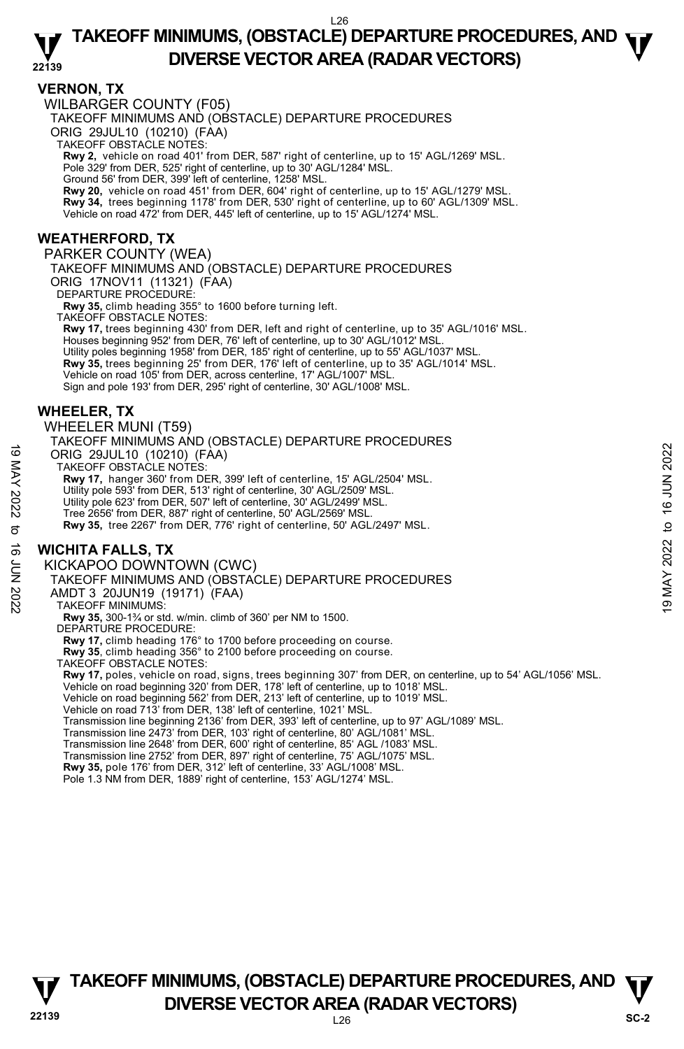## VERNON, TX

WILBARGER COUNTY (F05)

TAKEOFF MINIMUMS AND (OBSTACLE) DEPARTURE PROCEDURES

ORIG 29JUL10 (10210) (FAA)

TAKEOFF OBSTACLE NOTES:

**Rwy 2,** vehicle on road 401' from DER, 587' right of centerline, up to 15' AGL/1269' MSL.
Pole 329' from DER, 525' right of centerline, up to 30' AGL/1284' MSL.
Ground 56' from DER, 399' left of centerline, 1258' MSL.
**Rwy 20,** vehicle on road 451' from DER, 604' right of centerline, up to 15' AGL/1279' MSL.
**Rwy 34,** trees beginning 1178' from DER, 530' right of centerline, up to 60' AGL/1309' MSL.
Vehicle on road 472' from DER, 445' left of centerline, up to 15' AGL/1274' MSL.

## WEATHERFORD, TX

PARKER COUNTY (WEA)

TAKEOFF MINIMUMS AND (OBSTACLE) DEPARTURE PROCEDURES

ORIG 17NOV11 (11321) (FAA)

DEPARTURE PROCEDURE:

**Rwy 35,** climb heading 355° to 1600 before turning left.

TAKEOFF OBSTACLE NOTES:

**Rwy 17,** trees beginning 430' from DER, left and right of centerline, up to 35' AGL/1016' MSL.
Houses beginning 952' from DER, 76' left of centerline, up to 30' AGL/1012' MSL.
Utility poles beginning 1958' from DER, 185' right of centerline, up to 55' AGL/1037' MSL.
**Rwy 35,** trees beginning 25' from DER, 176' left of centerline, up to 35' AGL/1014' MSL.
Vehicle on road 105' from DER, across centerline, 17' AGL/1007' MSL.
Sign and pole 193' from DER, 295' right of centerline, 30' AGL/1008' MSL.

## WHEELER, TX

WHEELER MUNI (T59)

TAKEOFF MINIMUMS AND (OBSTACLE) DEPARTURE PROCEDURES

ORIG 29JUL10 (10210) (FAA)

TAKEOFF OBSTACLE NOTES:

**Rwy 17,** hanger 360' from DER, 399' left of centerline, 15' AGL/2504' MSL.
Utility pole 593' from DER, 513' right of centerline, 30' AGL/2509' MSL.
Utility pole 623' from DER, 507' left of centerline, 30' AGL/2499' MSL.
Tree 2656' from DER, 887' right of centerline, 50' AGL/2569' MSL.
**Rwy 35,** tree 2267' from DER, 776' right of centerline, 50' AGL/2497' MSL.

## WICHITA FALLS, TX

KICKAPOO DOWNTOWN (CWC)

TAKEOFF MINIMUMS AND (OBSTACLE) DEPARTURE PROCEDURES

AMDT 3 20JUN19 (19171) (FAA)

TAKEOFF MINIMUMS:

**Rwy 35,** 300-1¾ or std. w/min. climb of 360' per NM to 1500.

DEPARTURE PROCEDURE:

**Rwy 17,** climb heading 176° to 1700 before proceeding on course.
**Rwy 35**, climb heading 356° to 2100 before proceeding on course.

TAKEOFF OBSTACLE NOTES:

**Rwy 17,** poles, vehicle on road, signs, trees beginning 307' from DER, on centerline, up to 54' AGL/1056' MSL.
Vehicle on road beginning 320' from DER, 178' left of centerline, up to 1018' MSL.
Vehicle on road beginning 562' from DER, 213' left of centerline, up to 1019' MSL.
Vehicle on road 713' from DER, 138' left of centerline, 1021' MSL.
Transmission line beginning 2136' from DER, 393' left of centerline, up to 97' AGL/1089' MSL.
Transmission line 2473' from DER, 103' right of centerline, 80' AGL/1081' MSL.
Transmission line 2648' from DER, 600' right of centerline, 85' AGL /1083' MSL.
Transmission line 2752' from DER, 897' right of centerline, 75' AGL/1075' MSL.
**Rwy 35,** pole 176' from DER, 312' left of centerline, 33' AGL/1008' MSL.
Pole 1.3 NM from DER, 1889' right of centerline, 153' AGL/1274' MSL.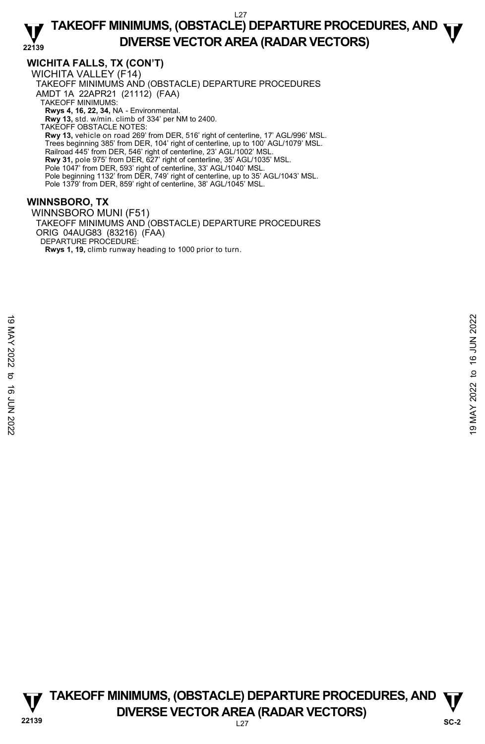## WICHITA FALLS, TX (CON'T)

WICHITA VALLEY (F14)

TAKEOFF MINIMUMS AND (OBSTACLE) DEPARTURE PROCEDURES

AMDT 1A 22APR21 (21112) (FAA)

TAKEOFF MINIMUMS:

**Rwys 4, 16, 22, 34,** NA - Environmental.

**Rwy 13,** std. w/min. climb of 334' per NM to 2400.

TAKEOFF OBSTACLE NOTES:

**Rwy 13,** vehicle on road 269' from DER, 516' right of centerline, 17' AGL/996' MSL.
Trees beginning 385' from DER, 104' right of centerline, up to 100' AGL/1079' MSL.
Railroad 445' from DER, 546' right of centerline, 23' AGL/1002' MSL.

**Rwy 31,** pole 975' from DER, 627' right of centerline, 35' AGL/1035' MSL.
Pole 1047' from DER, 593' right of centerline, 33' AGL/1040' MSL.
Pole beginning 1132' from DER, 749' right of centerline, up to 35' AGL/1043' MSL.
Pole 1379' from DER, 859' right of centerline, 38' AGL/1045' MSL.

## WINNSBORO, TX

WINNSBORO MUNI (F51)

TAKEOFF MINIMUMS AND (OBSTACLE) DEPARTURE PROCEDURES

ORIG 04AUG83 (83216) (FAA)

DEPARTURE PROCEDURE:

**Rwys 1, 19,** climb runway heading to 1000 prior to turn.